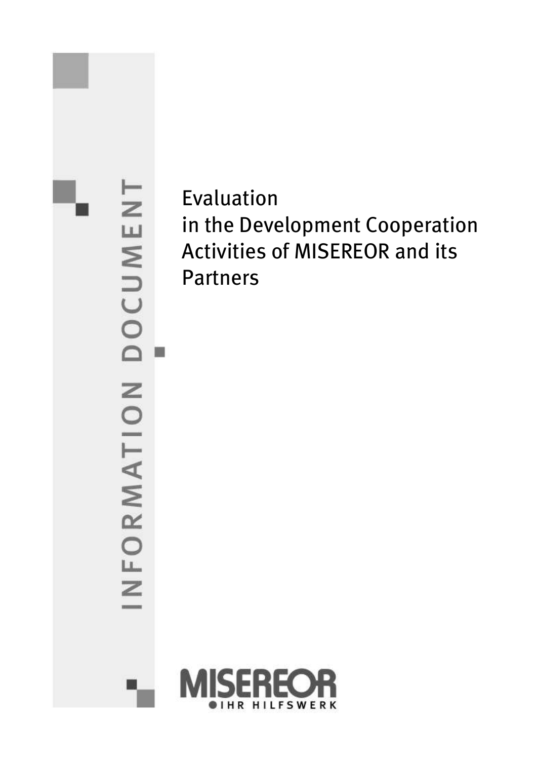INFORMATION DOCUMENT

# Evaluation in the Development Cooperation Activities of MISEREOR and its Partners

MISEREOR
IHR HILFSWERK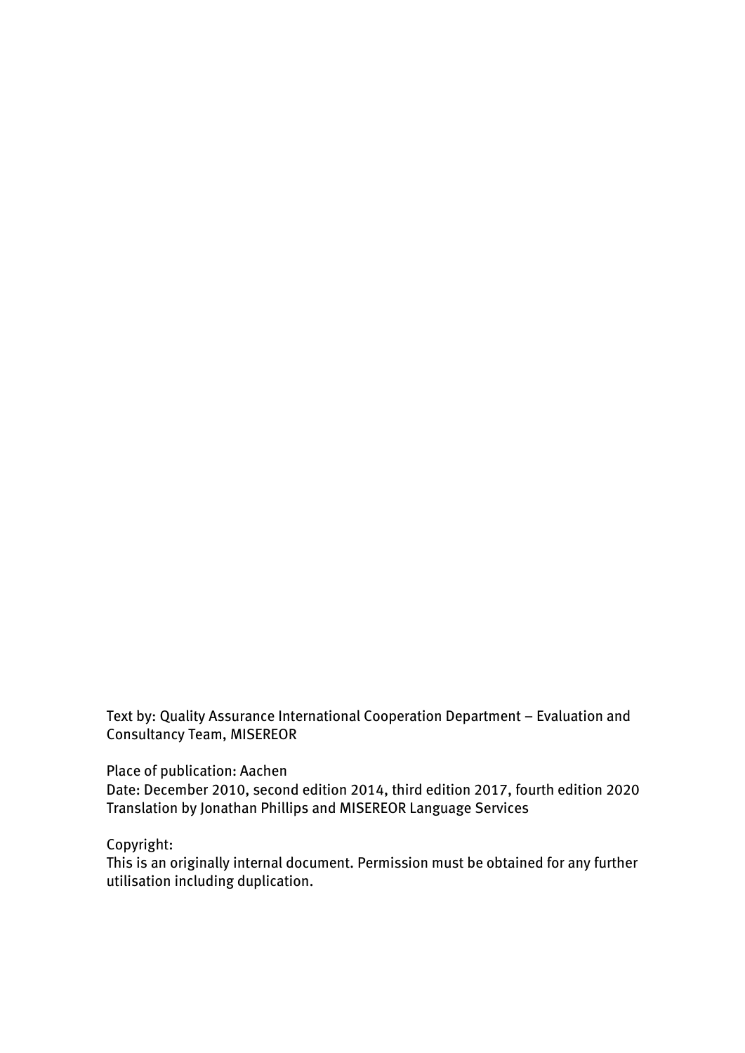Text by: Quality Assurance International Cooperation Department – Evaluation and Consultancy Team, MISEREOR

Place of publication: Aachen
Date: December 2010, second edition 2014, third edition 2017, fourth edition 2020
Translation by Jonathan Phillips and MISEREOR Language Services

Copyright:
This is an originally internal document. Permission must be obtained for any further utilisation including duplication.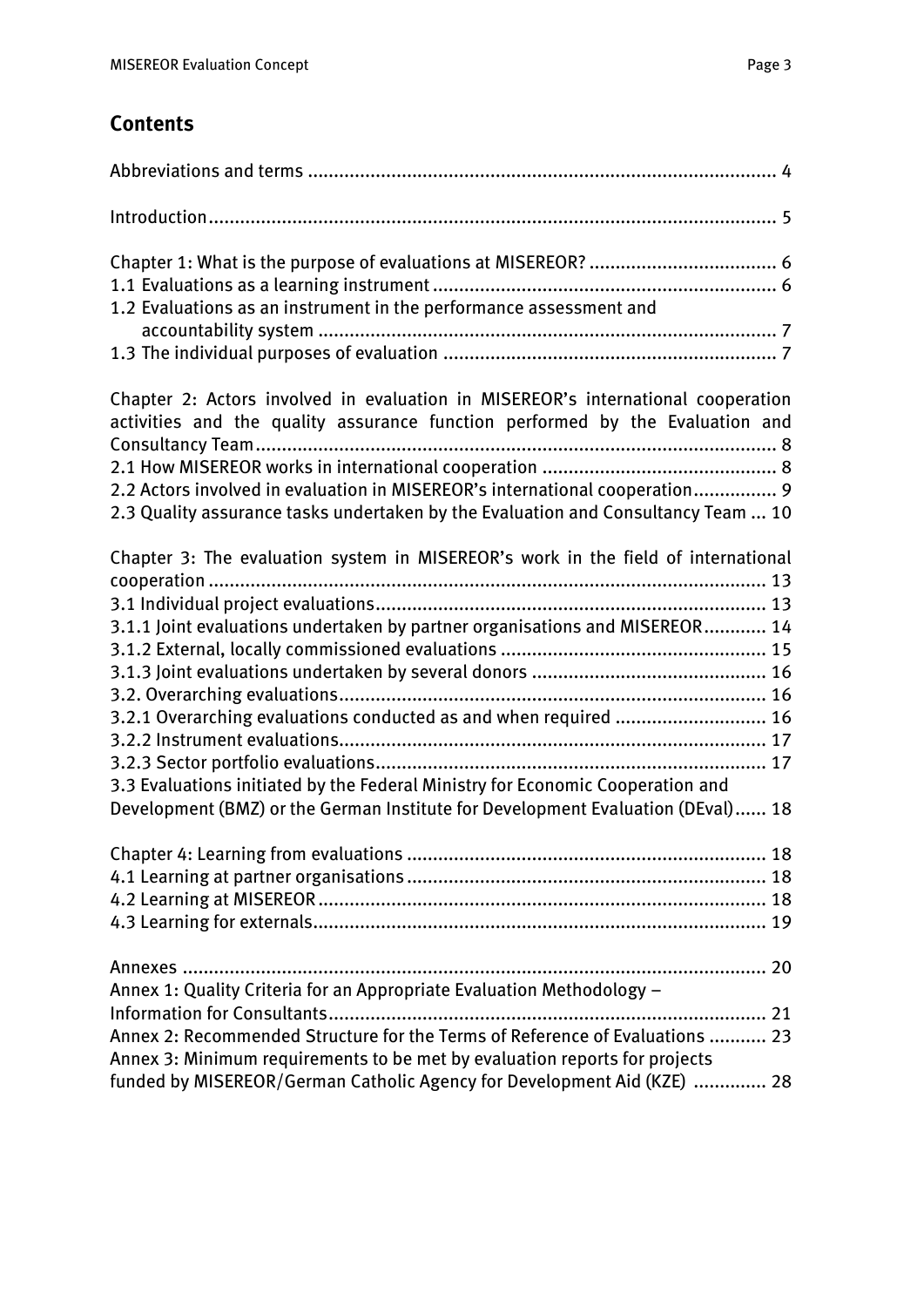## Contents

Abbreviations and terms ........................................................................................ 4

Introduction........................................................................................................... 5

Chapter 1: What is the purpose of evaluations at MISEREOR? .................................... 6
1.1 Evaluations as a learning instrument ................................................................. 6
1.2 Evaluations as an instrument in the performance assessment and accountability system ....................................................................................... 7
1.3 The individual purposes of evaluation ............................................................... 7

Chapter 2: Actors involved in evaluation in MISEREOR's international cooperation activities and the quality assurance function performed by the Evaluation and Consultancy Team .................................................................................................... 8
2.1 How MISEREOR works in international cooperation ............................................ 8
2.2 Actors involved in evaluation in MISEREOR's international cooperation................ 9
2.3 Quality assurance tasks undertaken by the Evaluation and Consultancy Team ... 10

Chapter 3: The evaluation system in MISEREOR's work in the field of international cooperation .......................................................................................................... 13
3.1 Individual project evaluations........................................................................... 13
3.1.1 Joint evaluations undertaken by partner organisations and MISEREOR............ 14
3.1.2 External, locally commissioned evaluations .................................................. 15
3.1.3 Joint evaluations undertaken by several donors ............................................ 16
3.2. Overarching evaluations................................................................................. 16
3.2.1 Overarching evaluations conducted as and when required ............................ 16
3.2.2 Instrument evaluations................................................................................. 17
3.2.3 Sector portfolio evaluations........................................................................... 17
3.3 Evaluations initiated by the Federal Ministry for Economic Cooperation and Development (BMZ) or the German Institute for Development Evaluation (DEval)...... 18

Chapter 4: Learning from evaluations .................................................................... 18
4.1 Learning at partner organisations .................................................................... 18
4.2 Learning at MISEREOR ..................................................................................... 18
4.3 Learning for externals...................................................................................... 19

Annexes ............................................................................................................... 20
Annex 1: Quality Criteria for an Appropriate Evaluation Methodology – Information for Consultants................................................................................... 21
Annex 2: Recommended Structure for the Terms of Reference of Evaluations ........... 23
Annex 3: Minimum requirements to be met by evaluation reports for projects funded by MISEREOR/German Catholic Agency for Development Aid (KZE) .............. 28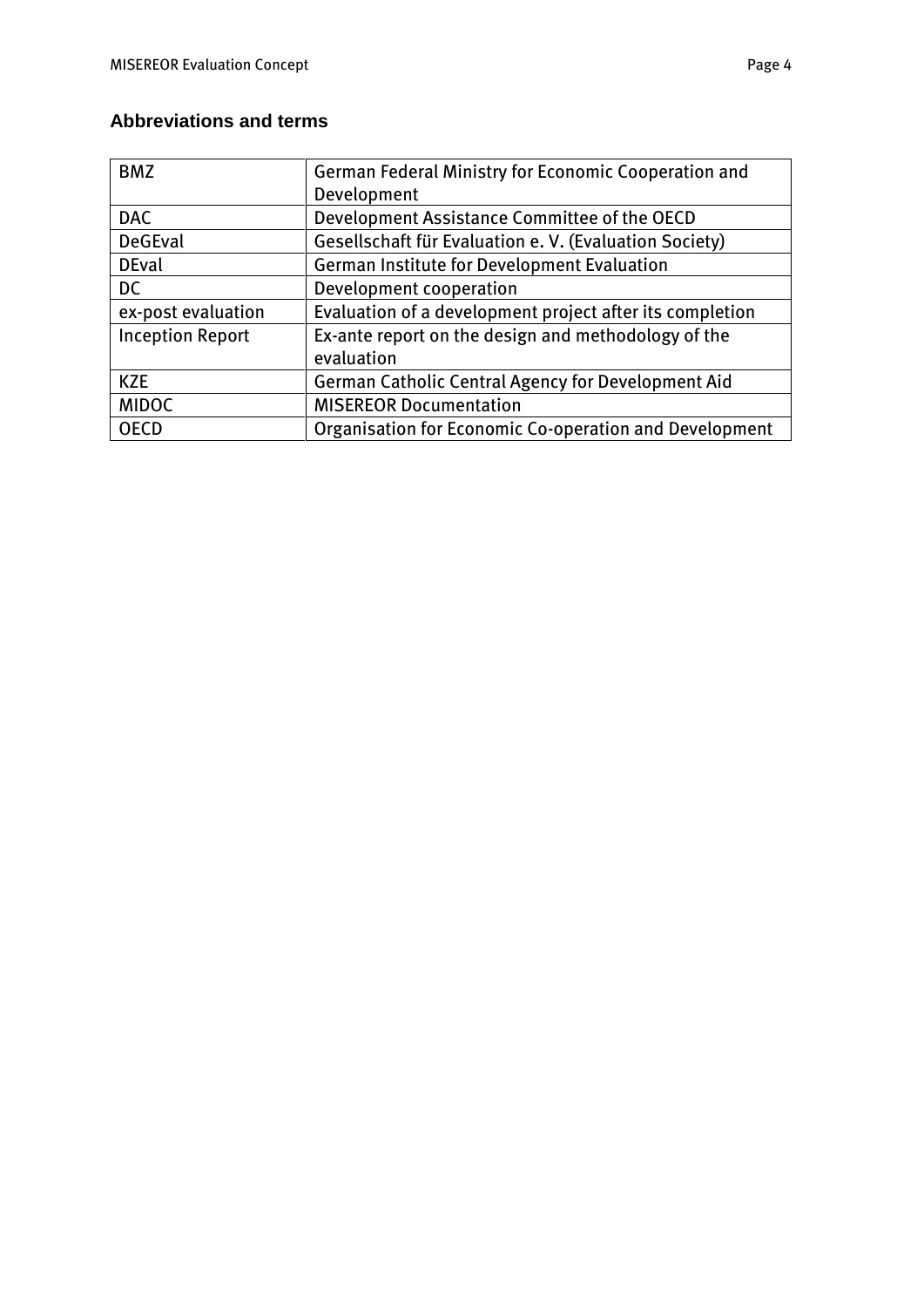## Abbreviations and terms

| BMZ | German Federal Ministry for Economic Cooperation and Development |
|---|---|
| DAC | Development Assistance Committee of the OECD |
| DeGEval | Gesellschaft für Evaluation e. V. (Evaluation Society) |
| DEval | German Institute for Development Evaluation |
| DC | Development cooperation |
| ex-post evaluation | Evaluation of a development project after its completion |
| Inception Report | Ex-ante report on the design and methodology of the evaluation |
| KZE | German Catholic Central Agency for Development Aid |
| MIDOC | MISEREOR Documentation |
| OECD | Organisation for Economic Co-operation and Development |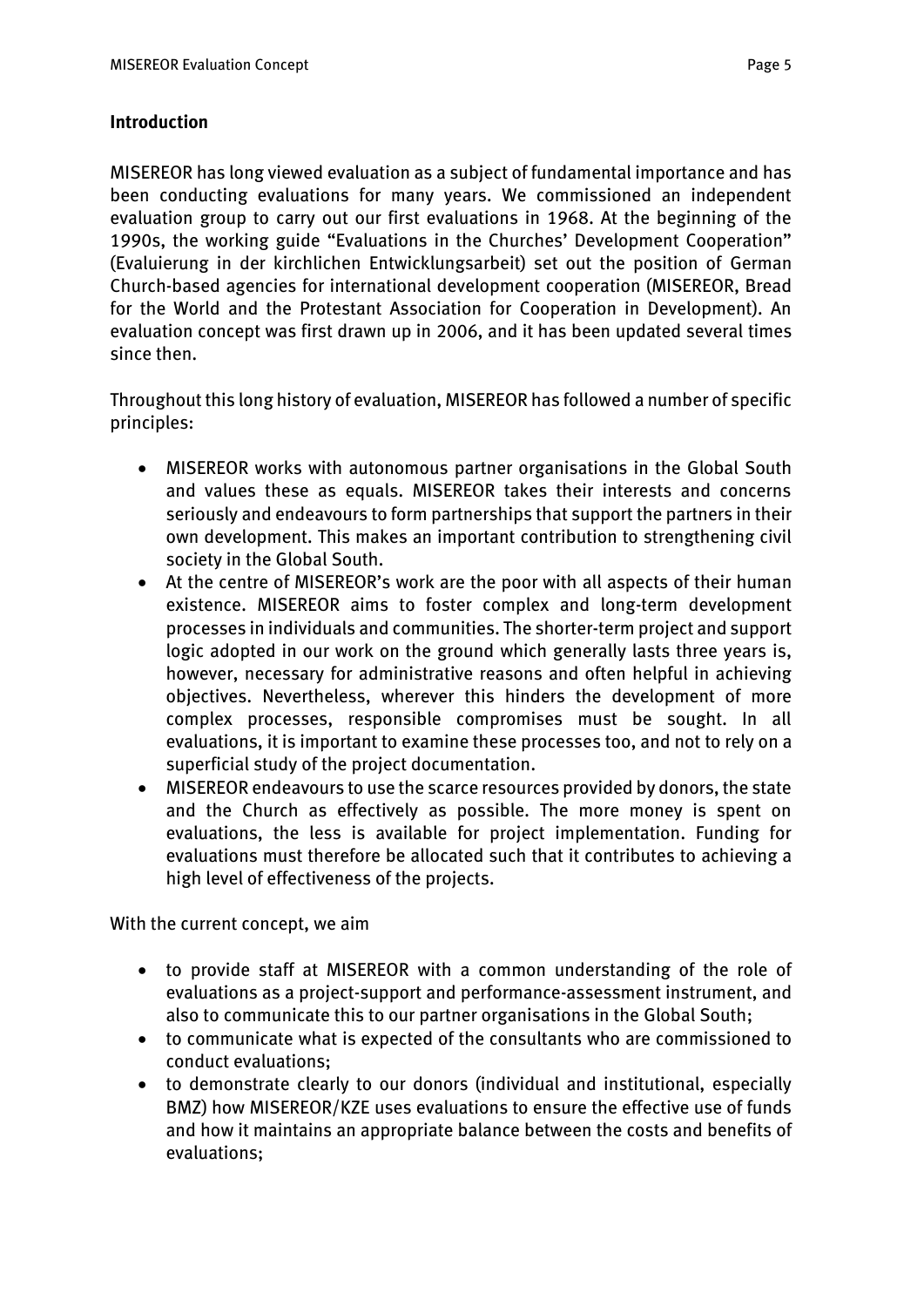## Introduction

MISEREOR has long viewed evaluation as a subject of fundamental importance and has been conducting evaluations for many years. We commissioned an independent evaluation group to carry out our first evaluations in 1968. At the beginning of the 1990s, the working guide "Evaluations in the Churches' Development Cooperation" (Evaluierung in der kirchlichen Entwicklungsarbeit) set out the position of German Church-based agencies for international development cooperation (MISEREOR, Bread for the World and the Protestant Association for Cooperation in Development). An evaluation concept was first drawn up in 2006, and it has been updated several times since then.

Throughout this long history of evaluation, MISEREOR has followed a number of specific principles:

- MISEREOR works with autonomous partner organisations in the Global South and values these as equals. MISEREOR takes their interests and concerns seriously and endeavours to form partnerships that support the partners in their own development. This makes an important contribution to strengthening civil society in the Global South.
- At the centre of MISEREOR's work are the poor with all aspects of their human existence. MISEREOR aims to foster complex and long-term development processes in individuals and communities. The shorter-term project and support logic adopted in our work on the ground which generally lasts three years is, however, necessary for administrative reasons and often helpful in achieving objectives. Nevertheless, wherever this hinders the development of more complex processes, responsible compromises must be sought. In all evaluations, it is important to examine these processes too, and not to rely on a superficial study of the project documentation.
- MISEREOR endeavours to use the scarce resources provided by donors, the state and the Church as effectively as possible. The more money is spent on evaluations, the less is available for project implementation. Funding for evaluations must therefore be allocated such that it contributes to achieving a high level of effectiveness of the projects.

With the current concept, we aim

- to provide staff at MISEREOR with a common understanding of the role of evaluations as a project-support and performance-assessment instrument, and also to communicate this to our partner organisations in the Global South;
- to communicate what is expected of the consultants who are commissioned to conduct evaluations;
- to demonstrate clearly to our donors (individual and institutional, especially BMZ) how MISEREOR/KZE uses evaluations to ensure the effective use of funds and how it maintains an appropriate balance between the costs and benefits of evaluations;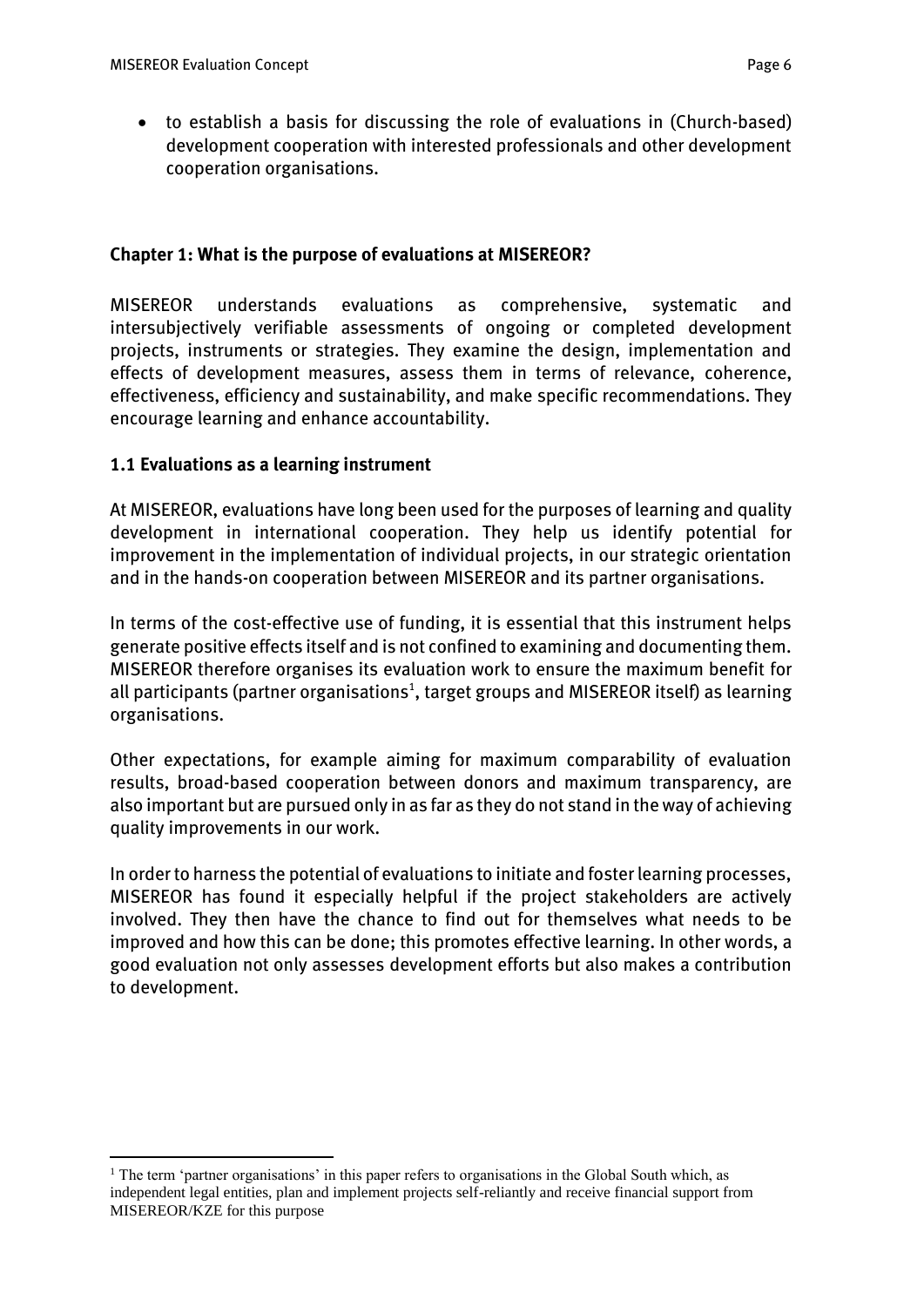- to establish a basis for discussing the role of evaluations in (Church-based) development cooperation with interested professionals and other development cooperation organisations.

## Chapter 1: What is the purpose of evaluations at MISEREOR?

MISEREOR understands evaluations as comprehensive, systematic and intersubjectively verifiable assessments of ongoing or completed development projects, instruments or strategies. They examine the design, implementation and effects of development measures, assess them in terms of relevance, coherence, effectiveness, efficiency and sustainability, and make specific recommendations. They encourage learning and enhance accountability.

### 1.1 Evaluations as a learning instrument

At MISEREOR, evaluations have long been used for the purposes of learning and quality development in international cooperation. They help us identify potential for improvement in the implementation of individual projects, in our strategic orientation and in the hands-on cooperation between MISEREOR and its partner organisations.

In terms of the cost-effective use of funding, it is essential that this instrument helps generate positive effects itself and is not confined to examining and documenting them. MISEREOR therefore organises its evaluation work to ensure the maximum benefit for all participants (partner organisations[1], target groups and MISEREOR itself) as learning organisations.

Other expectations, for example aiming for maximum comparability of evaluation results, broad-based cooperation between donors and maximum transparency, are also important but are pursued only in as far as they do not stand in the way of achieving quality improvements in our work.

In order to harness the potential of evaluations to initiate and foster learning processes, MISEREOR has found it especially helpful if the project stakeholders are actively involved. They then have the chance to find out for themselves what needs to be improved and how this can be done; this promotes effective learning. In other words, a good evaluation not only assesses development efforts but also makes a contribution to development.

[1] The term 'partner organisations' in this paper refers to organisations in the Global South which, as independent legal entities, plan and implement projects self-reliantly and receive financial support from MISEREOR/KZE for this purpose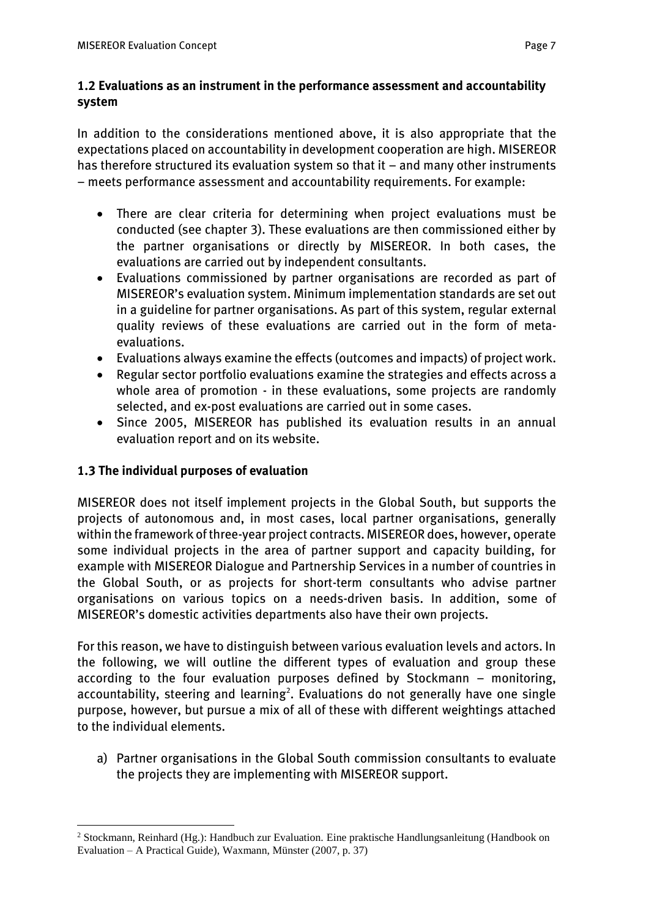### 1.2 Evaluations as an instrument in the performance assessment and accountability system

In addition to the considerations mentioned above, it is also appropriate that the expectations placed on accountability in development cooperation are high. MISEREOR has therefore structured its evaluation system so that it – and many other instruments – meets performance assessment and accountability requirements. For example:

- There are clear criteria for determining when project evaluations must be conducted (see chapter 3). These evaluations are then commissioned either by the partner organisations or directly by MISEREOR. In both cases, the evaluations are carried out by independent consultants.
- Evaluations commissioned by partner organisations are recorded as part of MISEREOR's evaluation system. Minimum implementation standards are set out in a guideline for partner organisations. As part of this system, regular external quality reviews of these evaluations are carried out in the form of meta-evaluations.
- Evaluations always examine the effects (outcomes and impacts) of project work.
- Regular sector portfolio evaluations examine the strategies and effects across a whole area of promotion - in these evaluations, some projects are randomly selected, and ex-post evaluations are carried out in some cases.
- Since 2005, MISEREOR has published its evaluation results in an annual evaluation report and on its website.

### 1.3 The individual purposes of evaluation

MISEREOR does not itself implement projects in the Global South, but supports the projects of autonomous and, in most cases, local partner organisations, generally within the framework of three-year project contracts. MISEREOR does, however, operate some individual projects in the area of partner support and capacity building, for example with MISEREOR Dialogue and Partnership Services in a number of countries in the Global South, or as projects for short-term consultants who advise partner organisations on various topics on a needs-driven basis. In addition, some of MISEREOR's domestic activities departments also have their own projects.

For this reason, we have to distinguish between various evaluation levels and actors. In the following, we will outline the different types of evaluation and group these according to the four evaluation purposes defined by Stockmann – monitoring, accountability, steering and learning[2]. Evaluations do not generally have one single purpose, however, but pursue a mix of all of these with different weightings attached to the individual elements.

a) Partner organisations in the Global South commission consultants to evaluate the projects they are implementing with MISEREOR support.

[2] Stockmann, Reinhard (Hg.): Handbuch zur Evaluation. Eine praktische Handlungsanleitung (Handbook on Evaluation – A Practical Guide), Waxmann, Münster (2007, p. 37)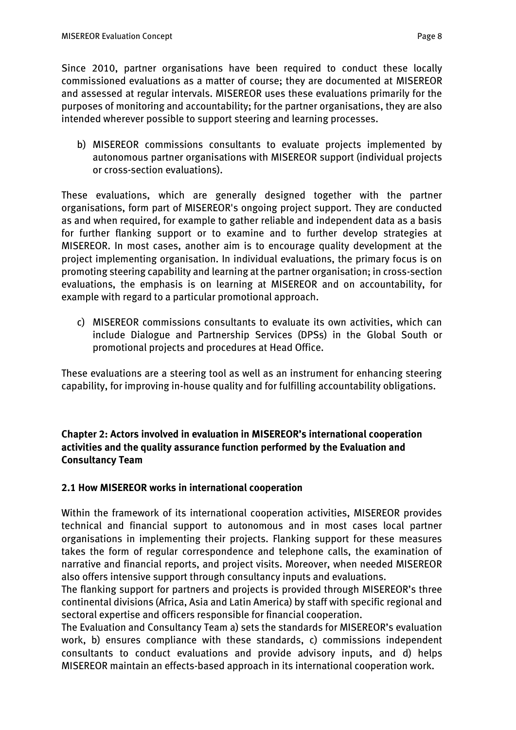Since 2010, partner organisations have been required to conduct these locally commissioned evaluations as a matter of course; they are documented at MISEREOR and assessed at regular intervals. MISEREOR uses these evaluations primarily for the purposes of monitoring and accountability; for the partner organisations, they are also intended wherever possible to support steering and learning processes.

b) MISEREOR commissions consultants to evaluate projects implemented by autonomous partner organisations with MISEREOR support (individual projects or cross-section evaluations).

These evaluations, which are generally designed together with the partner organisations, form part of MISEREOR's ongoing project support. They are conducted as and when required, for example to gather reliable and independent data as a basis for further flanking support or to examine and to further develop strategies at MISEREOR. In most cases, another aim is to encourage quality development at the project implementing organisation. In individual evaluations, the primary focus is on promoting steering capability and learning at the partner organisation; in cross-section evaluations, the emphasis is on learning at MISEREOR and on accountability, for example with regard to a particular promotional approach.

c) MISEREOR commissions consultants to evaluate its own activities, which can include Dialogue and Partnership Services (DPSs) in the Global South or promotional projects and procedures at Head Office.

These evaluations are a steering tool as well as an instrument for enhancing steering capability, for improving in-house quality and for fulfilling accountability obligations.

## Chapter 2: Actors involved in evaluation in MISEREOR's international cooperation activities and the quality assurance function performed by the Evaluation and Consultancy Team

### 2.1 How MISEREOR works in international cooperation

Within the framework of its international cooperation activities, MISEREOR provides technical and financial support to autonomous and in most cases local partner organisations in implementing their projects. Flanking support for these measures takes the form of regular correspondence and telephone calls, the examination of narrative and financial reports, and project visits. Moreover, when needed MISEREOR also offers intensive support through consultancy inputs and evaluations.

The flanking support for partners and projects is provided through MISEREOR's three continental divisions (Africa, Asia and Latin America) by staff with specific regional and sectoral expertise and officers responsible for financial cooperation.

The Evaluation and Consultancy Team a) sets the standards for MISEREOR's evaluation work, b) ensures compliance with these standards, c) commissions independent consultants to conduct evaluations and provide advisory inputs, and d) helps MISEREOR maintain an effects-based approach in its international cooperation work.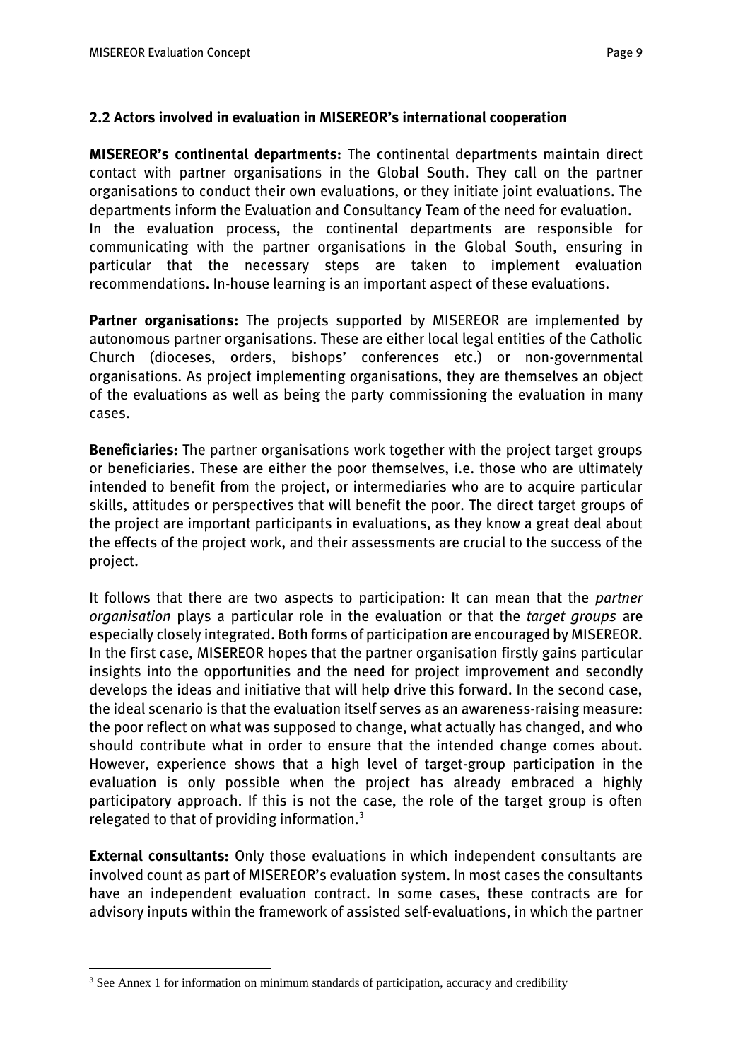## 2.2 Actors involved in evaluation in MISEREOR's international cooperation

**MISEREOR's continental departments:** The continental departments maintain direct contact with partner organisations in the Global South. They call on the partner organisations to conduct their own evaluations, or they initiate joint evaluations. The departments inform the Evaluation and Consultancy Team of the need for evaluation. In the evaluation process, the continental departments are responsible for communicating with the partner organisations in the Global South, ensuring in particular that the necessary steps are taken to implement evaluation recommendations. In-house learning is an important aspect of these evaluations.

**Partner organisations:** The projects supported by MISEREOR are implemented by autonomous partner organisations. These are either local legal entities of the Catholic Church (dioceses, orders, bishops' conferences etc.) or non-governmental organisations. As project implementing organisations, they are themselves an object of the evaluations as well as being the party commissioning the evaluation in many cases.

**Beneficiaries:** The partner organisations work together with the project target groups or beneficiaries. These are either the poor themselves, i.e. those who are ultimately intended to benefit from the project, or intermediaries who are to acquire particular skills, attitudes or perspectives that will benefit the poor. The direct target groups of the project are important participants in evaluations, as they know a great deal about the effects of the project work, and their assessments are crucial to the success of the project.

It follows that there are two aspects to participation: It can mean that the *partner organisation* plays a particular role in the evaluation or that the *target groups* are especially closely integrated. Both forms of participation are encouraged by MISEREOR. In the first case, MISEREOR hopes that the partner organisation firstly gains particular insights into the opportunities and the need for project improvement and secondly develops the ideas and initiative that will help drive this forward. In the second case, the ideal scenario is that the evaluation itself serves as an awareness-raising measure: the poor reflect on what was supposed to change, what actually has changed, and who should contribute what in order to ensure that the intended change comes about. However, experience shows that a high level of target-group participation in the evaluation is only possible when the project has already embraced a highly participatory approach. If this is not the case, the role of the target group is often relegated to that of providing information.[3]

**External consultants:** Only those evaluations in which independent consultants are involved count as part of MISEREOR's evaluation system. In most cases the consultants have an independent evaluation contract. In some cases, these contracts are for advisory inputs within the framework of assisted self-evaluations, in which the partner

[3] See Annex 1 for information on minimum standards of participation, accuracy and credibility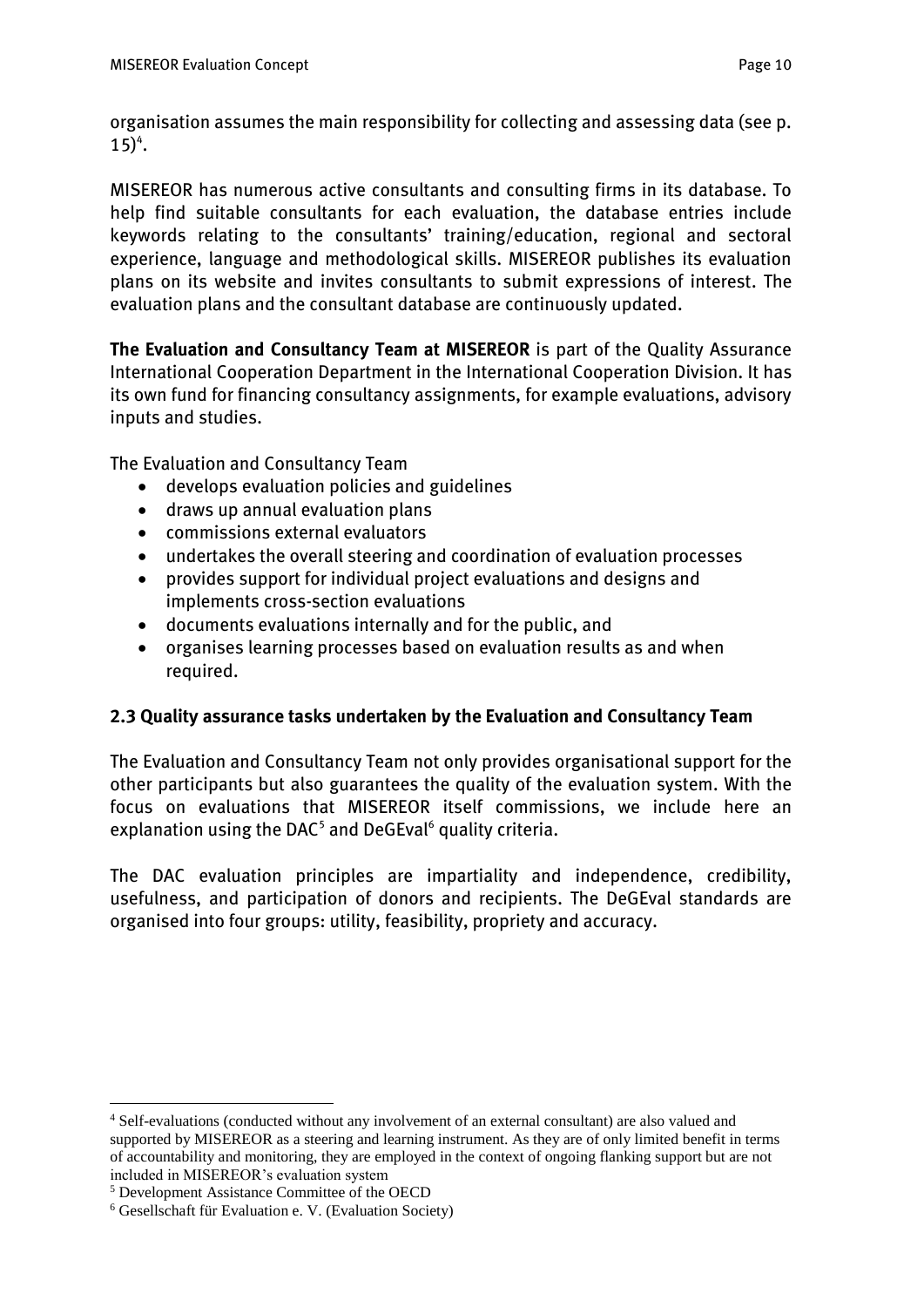organisation assumes the main responsibility for collecting and assessing data (see p. 15)[4].

MISEREOR has numerous active consultants and consulting firms in its database. To help find suitable consultants for each evaluation, the database entries include keywords relating to the consultants' training/education, regional and sectoral experience, language and methodological skills. MISEREOR publishes its evaluation plans on its website and invites consultants to submit expressions of interest. The evaluation plans and the consultant database are continuously updated.

**The Evaluation and Consultancy Team at MISEREOR** is part of the Quality Assurance International Cooperation Department in the International Cooperation Division. It has its own fund for financing consultancy assignments, for example evaluations, advisory inputs and studies.

The Evaluation and Consultancy Team

- develops evaluation policies and guidelines
- draws up annual evaluation plans
- commissions external evaluators
- undertakes the overall steering and coordination of evaluation processes
- provides support for individual project evaluations and designs and implements cross-section evaluations
- documents evaluations internally and for the public, and
- organises learning processes based on evaluation results as and when required.

### 2.3 Quality assurance tasks undertaken by the Evaluation and Consultancy Team

The Evaluation and Consultancy Team not only provides organisational support for the other participants but also guarantees the quality of the evaluation system. With the focus on evaluations that MISEREOR itself commissions, we include here an explanation using the DAC[5] and DeGEval[6] quality criteria.

The DAC evaluation principles are impartiality and independence, credibility, usefulness, and participation of donors and recipients. The DeGEval standards are organised into four groups: utility, feasibility, propriety and accuracy.

---

[4] Self-evaluations (conducted without any involvement of an external consultant) are also valued and supported by MISEREOR as a steering and learning instrument. As they are of only limited benefit in terms of accountability and monitoring, they are employed in the context of ongoing flanking support but are not included in MISEREOR's evaluation system

[5] Development Assistance Committee of the OECD

[6] Gesellschaft für Evaluation e. V. (Evaluation Society)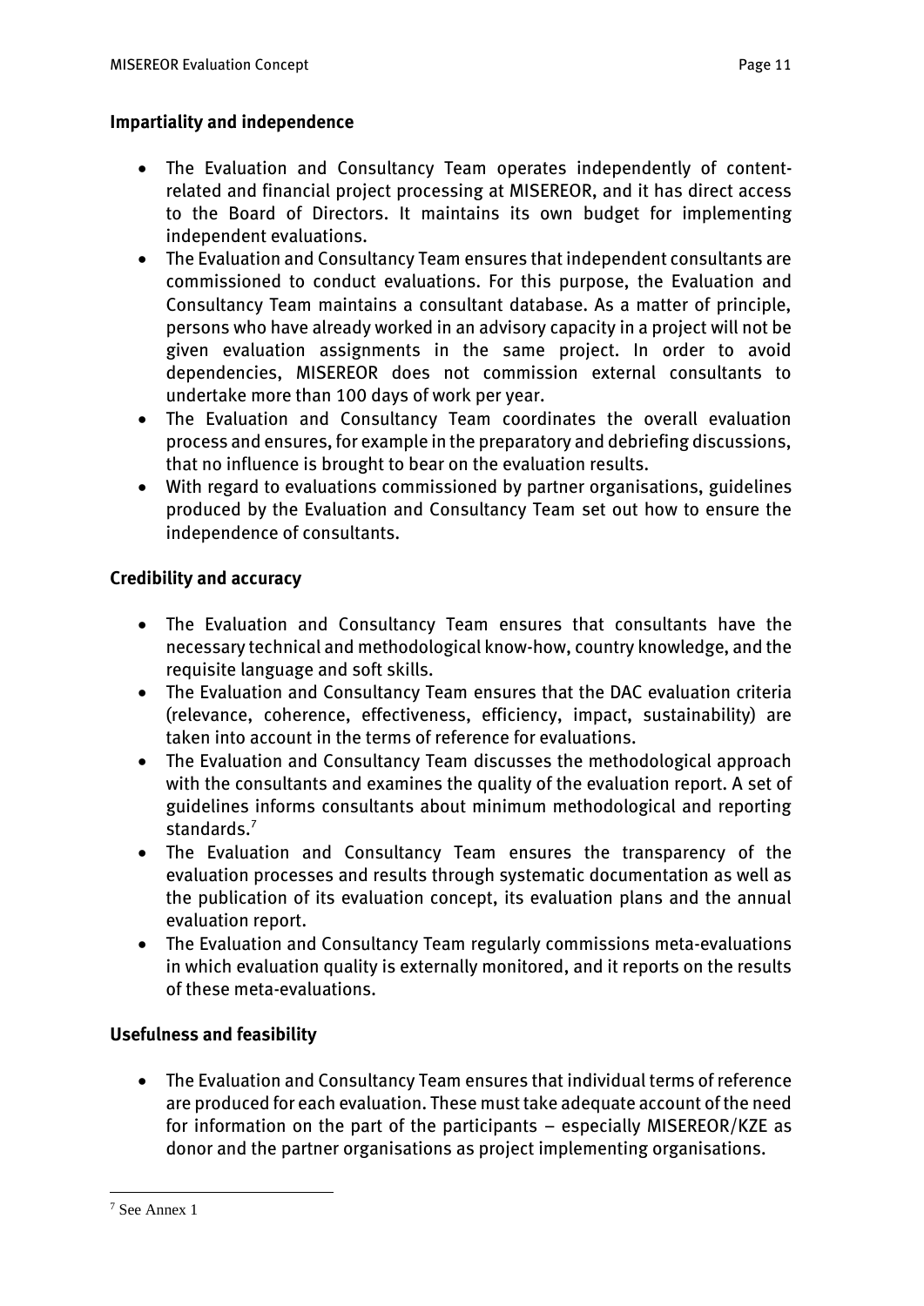**Impartiality and independence**

- The Evaluation and Consultancy Team operates independently of content-related and financial project processing at MISEREOR, and it has direct access to the Board of Directors. It maintains its own budget for implementing independent evaluations.
- The Evaluation and Consultancy Team ensures that independent consultants are commissioned to conduct evaluations. For this purpose, the Evaluation and Consultancy Team maintains a consultant database. As a matter of principle, persons who have already worked in an advisory capacity in a project will not be given evaluation assignments in the same project. In order to avoid dependencies, MISEREOR does not commission external consultants to undertake more than 100 days of work per year.
- The Evaluation and Consultancy Team coordinates the overall evaluation process and ensures, for example in the preparatory and debriefing discussions, that no influence is brought to bear on the evaluation results.
- With regard to evaluations commissioned by partner organisations, guidelines produced by the Evaluation and Consultancy Team set out how to ensure the independence of consultants.

**Credibility and accuracy**

- The Evaluation and Consultancy Team ensures that consultants have the necessary technical and methodological know-how, country knowledge, and the requisite language and soft skills.
- The Evaluation and Consultancy Team ensures that the DAC evaluation criteria (relevance, coherence, effectiveness, efficiency, impact, sustainability) are taken into account in the terms of reference for evaluations.
- The Evaluation and Consultancy Team discusses the methodological approach with the consultants and examines the quality of the evaluation report. A set of guidelines informs consultants about minimum methodological and reporting standards.[7]
- The Evaluation and Consultancy Team ensures the transparency of the evaluation processes and results through systematic documentation as well as the publication of its evaluation concept, its evaluation plans and the annual evaluation report.
- The Evaluation and Consultancy Team regularly commissions meta-evaluations in which evaluation quality is externally monitored, and it reports on the results of these meta-evaluations.

**Usefulness and feasibility**

- The Evaluation and Consultancy Team ensures that individual terms of reference are produced for each evaluation. These must take adequate account of the need for information on the part of the participants – especially MISEREOR/KZE as donor and the partner organisations as project implementing organisations.

[7] See Annex 1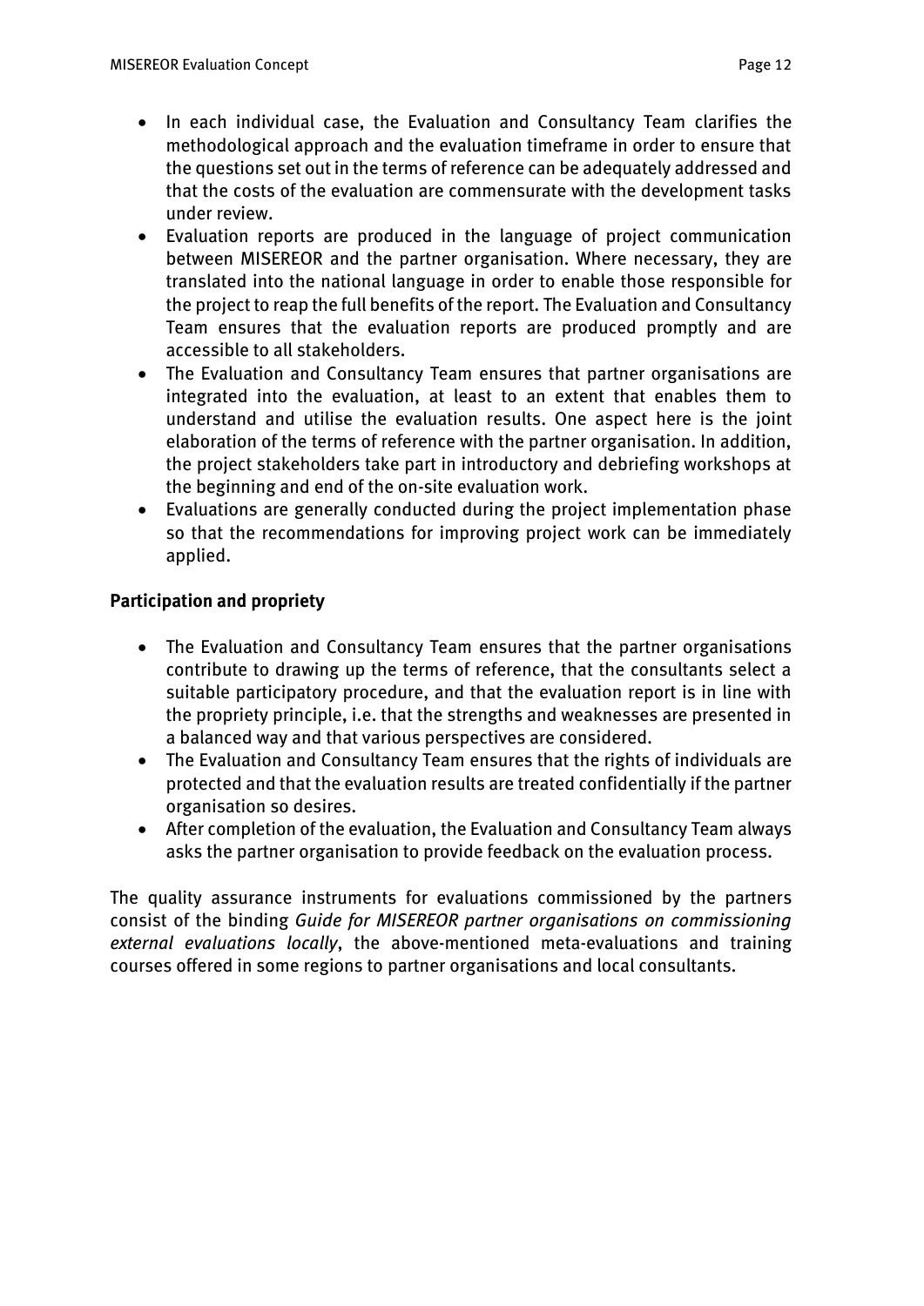- In each individual case, the Evaluation and Consultancy Team clarifies the methodological approach and the evaluation timeframe in order to ensure that the questions set out in the terms of reference can be adequately addressed and that the costs of the evaluation are commensurate with the development tasks under review.
- Evaluation reports are produced in the language of project communication between MISEREOR and the partner organisation. Where necessary, they are translated into the national language in order to enable those responsible for the project to reap the full benefits of the report. The Evaluation and Consultancy Team ensures that the evaluation reports are produced promptly and are accessible to all stakeholders.
- The Evaluation and Consultancy Team ensures that partner organisations are integrated into the evaluation, at least to an extent that enables them to understand and utilise the evaluation results. One aspect here is the joint elaboration of the terms of reference with the partner organisation. In addition, the project stakeholders take part in introductory and debriefing workshops at the beginning and end of the on-site evaluation work.
- Evaluations are generally conducted during the project implementation phase so that the recommendations for improving project work can be immediately applied.

**Participation and propriety**

- The Evaluation and Consultancy Team ensures that the partner organisations contribute to drawing up the terms of reference, that the consultants select a suitable participatory procedure, and that the evaluation report is in line with the propriety principle, i.e. that the strengths and weaknesses are presented in a balanced way and that various perspectives are considered.
- The Evaluation and Consultancy Team ensures that the rights of individuals are protected and that the evaluation results are treated confidentially if the partner organisation so desires.
- After completion of the evaluation, the Evaluation and Consultancy Team always asks the partner organisation to provide feedback on the evaluation process.

The quality assurance instruments for evaluations commissioned by the partners consist of the binding *Guide for MISEREOR partner organisations on commissioning external evaluations locally*, the above-mentioned meta-evaluations and training courses offered in some regions to partner organisations and local consultants.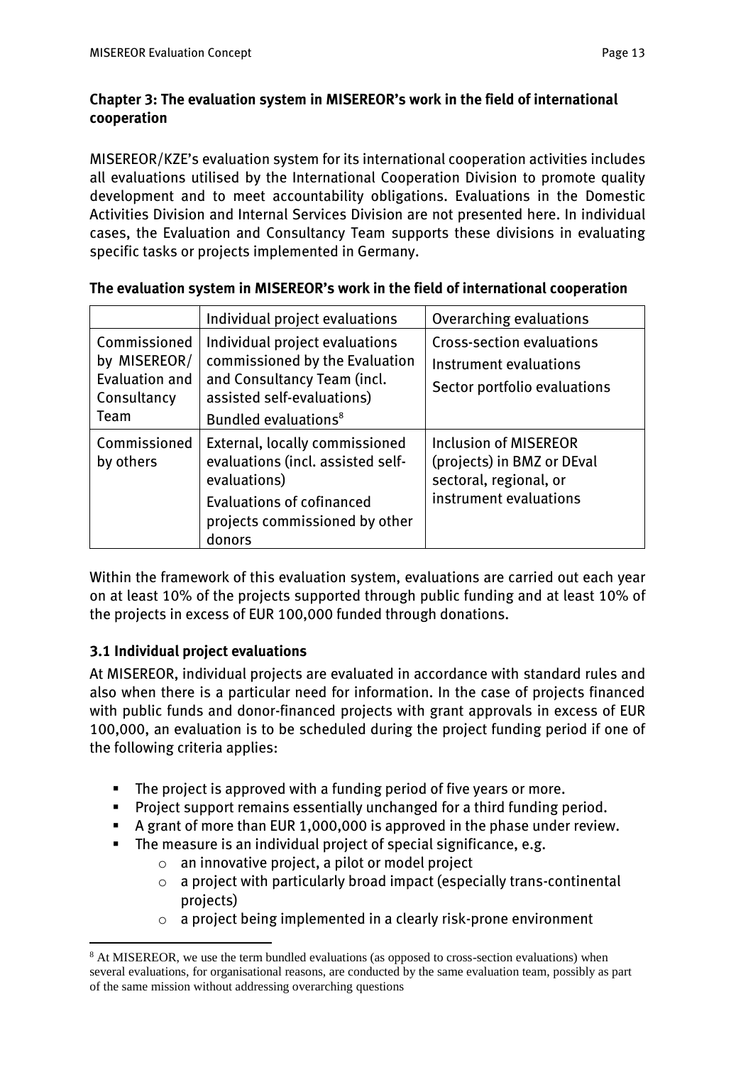## Chapter 3: The evaluation system in MISEREOR's work in the field of international cooperation

MISEREOR/KZE's evaluation system for its international cooperation activities includes all evaluations utilised by the International Cooperation Division to promote quality development and to meet accountability obligations. Evaluations in the Domestic Activities Division and Internal Services Division are not presented here. In individual cases, the Evaluation and Consultancy Team supports these divisions in evaluating specific tasks or projects implemented in Germany.

**The evaluation system in MISEREOR's work in the field of international cooperation**

| | Individual project evaluations | Overarching evaluations |
|---|---|---|
| Commissioned by MISEREOR/ Evaluation and Consultancy Team | Individual project evaluations commissioned by the Evaluation and Consultancy Team (incl. assisted self-evaluations)<br>Bundled evaluations[8] | Cross-section evaluations<br>Instrument evaluations<br>Sector portfolio evaluations |
| Commissioned by others | External, locally commissioned evaluations (incl. assisted self-evaluations)<br>Evaluations of cofinanced projects commissioned by other donors | Inclusion of MISEREOR (projects) in BMZ or DEval sectoral, regional, or instrument evaluations |

Within the framework of this evaluation system, evaluations are carried out each year on at least 10% of the projects supported through public funding and at least 10% of the projects in excess of EUR 100,000 funded through donations.

### 3.1 Individual project evaluations

At MISEREOR, individual projects are evaluated in accordance with standard rules and also when there is a particular need for information. In the case of projects financed with public funds and donor-financed projects with grant approvals in excess of EUR 100,000, an evaluation is to be scheduled during the project funding period if one of the following criteria applies:

- The project is approved with a funding period of five years or more.
- Project support remains essentially unchanged for a third funding period.
- A grant of more than EUR 1,000,000 is approved in the phase under review.
- The measure is an individual project of special significance, e.g.
  - an innovative project, a pilot or model project
  - a project with particularly broad impact (especially trans-continental projects)
  - a project being implemented in a clearly risk-prone environment

[8] At MISEREOR, we use the term bundled evaluations (as opposed to cross-section evaluations) when several evaluations, for organisational reasons, are conducted by the same evaluation team, possibly as part of the same mission without addressing overarching questions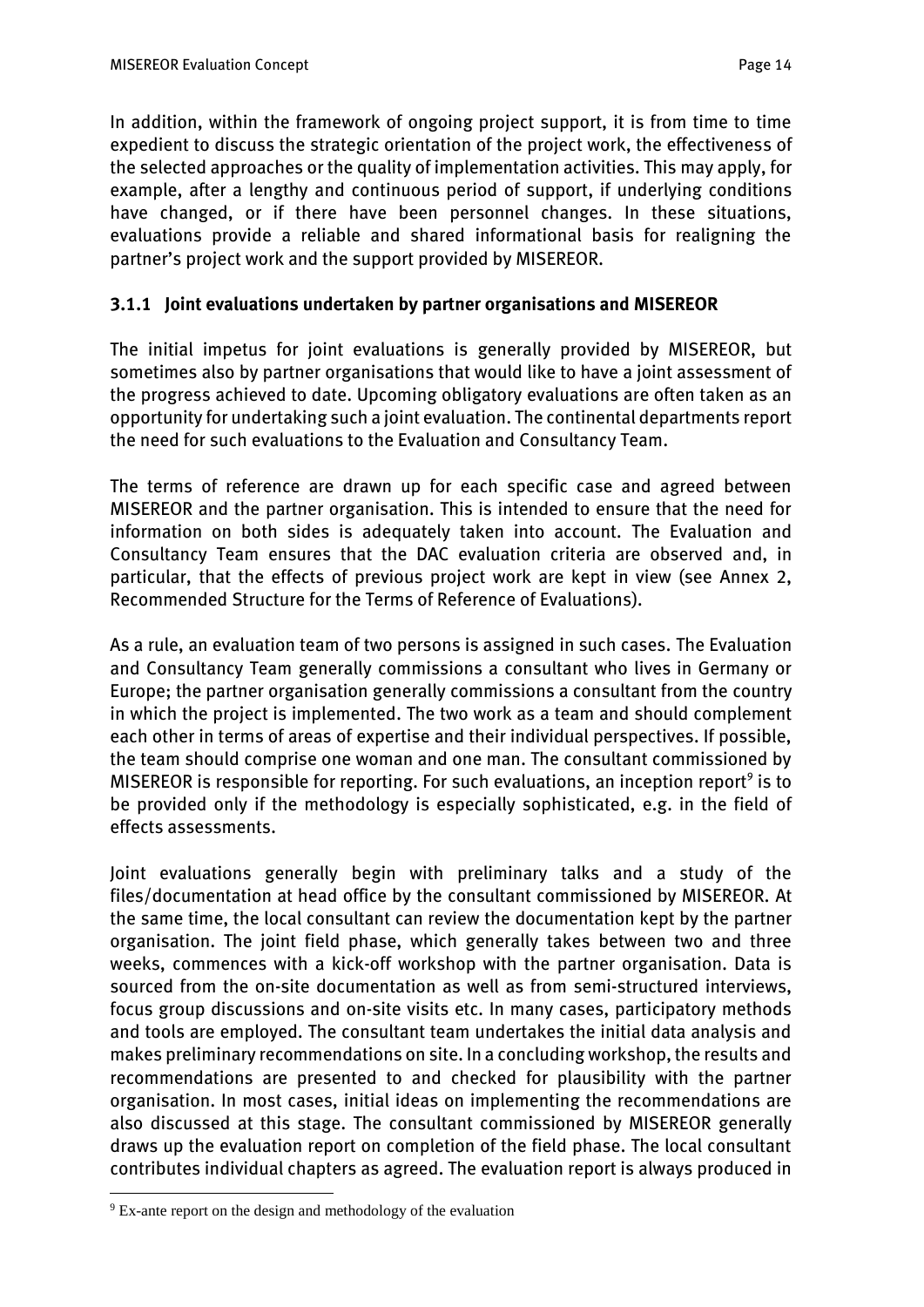In addition, within the framework of ongoing project support, it is from time to time expedient to discuss the strategic orientation of the project work, the effectiveness of the selected approaches or the quality of implementation activities. This may apply, for example, after a lengthy and continuous period of support, if underlying conditions have changed, or if there have been personnel changes. In these situations, evaluations provide a reliable and shared informational basis for realigning the partner's project work and the support provided by MISEREOR.

### 3.1.1 Joint evaluations undertaken by partner organisations and MISEREOR

The initial impetus for joint evaluations is generally provided by MISEREOR, but sometimes also by partner organisations that would like to have a joint assessment of the progress achieved to date. Upcoming obligatory evaluations are often taken as an opportunity for undertaking such a joint evaluation. The continental departments report the need for such evaluations to the Evaluation and Consultancy Team.

The terms of reference are drawn up for each specific case and agreed between MISEREOR and the partner organisation. This is intended to ensure that the need for information on both sides is adequately taken into account. The Evaluation and Consultancy Team ensures that the DAC evaluation criteria are observed and, in particular, that the effects of previous project work are kept in view (see Annex 2, Recommended Structure for the Terms of Reference of Evaluations).

As a rule, an evaluation team of two persons is assigned in such cases. The Evaluation and Consultancy Team generally commissions a consultant who lives in Germany or Europe; the partner organisation generally commissions a consultant from the country in which the project is implemented. The two work as a team and should complement each other in terms of areas of expertise and their individual perspectives. If possible, the team should comprise one woman and one man. The consultant commissioned by MISEREOR is responsible for reporting. For such evaluations, an inception report[9] is to be provided only if the methodology is especially sophisticated, e.g. in the field of effects assessments.

Joint evaluations generally begin with preliminary talks and a study of the files/documentation at head office by the consultant commissioned by MISEREOR. At the same time, the local consultant can review the documentation kept by the partner organisation. The joint field phase, which generally takes between two and three weeks, commences with a kick-off workshop with the partner organisation. Data is sourced from the on-site documentation as well as from semi-structured interviews, focus group discussions and on-site visits etc. In many cases, participatory methods and tools are employed. The consultant team undertakes the initial data analysis and makes preliminary recommendations on site. In a concluding workshop, the results and recommendations are presented to and checked for plausibility with the partner organisation. In most cases, initial ideas on implementing the recommendations are also discussed at this stage. The consultant commissioned by MISEREOR generally draws up the evaluation report on completion of the field phase. The local consultant contributes individual chapters as agreed. The evaluation report is always produced in

[9] Ex-ante report on the design and methodology of the evaluation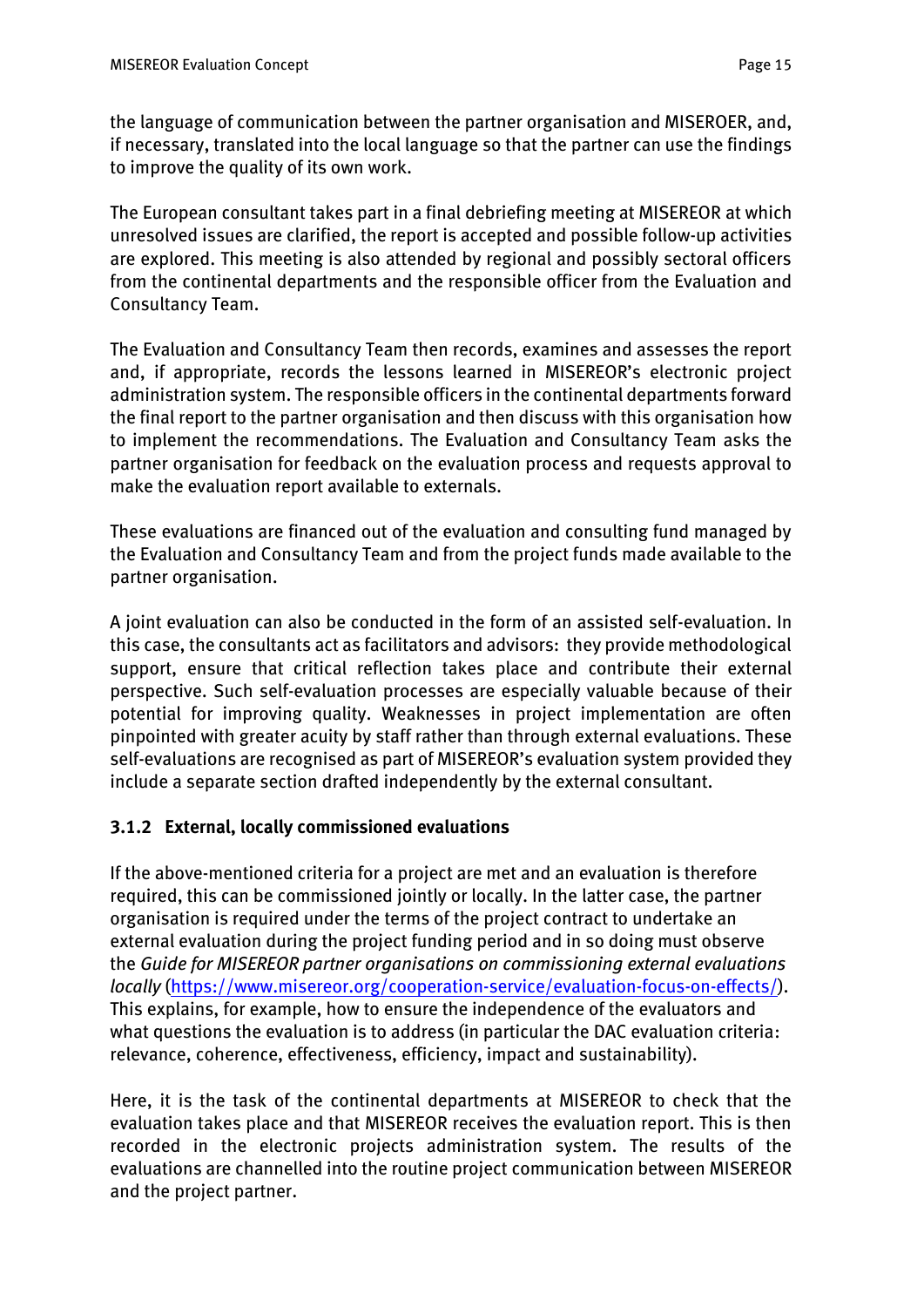the language of communication between the partner organisation and MISEROER, and, if necessary, translated into the local language so that the partner can use the findings to improve the quality of its own work.

The European consultant takes part in a final debriefing meeting at MISEREOR at which unresolved issues are clarified, the report is accepted and possible follow-up activities are explored. This meeting is also attended by regional and possibly sectoral officers from the continental departments and the responsible officer from the Evaluation and Consultancy Team.

The Evaluation and Consultancy Team then records, examines and assesses the report and, if appropriate, records the lessons learned in MISEREOR's electronic project administration system. The responsible officers in the continental departments forward the final report to the partner organisation and then discuss with this organisation how to implement the recommendations. The Evaluation and Consultancy Team asks the partner organisation for feedback on the evaluation process and requests approval to make the evaluation report available to externals.

These evaluations are financed out of the evaluation and consulting fund managed by the Evaluation and Consultancy Team and from the project funds made available to the partner organisation.

A joint evaluation can also be conducted in the form of an assisted self-evaluation. In this case, the consultants act as facilitators and advisors: they provide methodological support, ensure that critical reflection takes place and contribute their external perspective. Such self-evaluation processes are especially valuable because of their potential for improving quality. Weaknesses in project implementation are often pinpointed with greater acuity by staff rather than through external evaluations. These self-evaluations are recognised as part of MISEREOR's evaluation system provided they include a separate section drafted independently by the external consultant.

### 3.1.2 External, locally commissioned evaluations

If the above-mentioned criteria for a project are met and an evaluation is therefore required, this can be commissioned jointly or locally. In the latter case, the partner organisation is required under the terms of the project contract to undertake an external evaluation during the project funding period and in so doing must observe the *Guide for MISEREOR partner organisations on commissioning external evaluations locally* (https://www.misereor.org/cooperation-service/evaluation-focus-on-effects/). This explains, for example, how to ensure the independence of the evaluators and what questions the evaluation is to address (in particular the DAC evaluation criteria: relevance, coherence, effectiveness, efficiency, impact and sustainability).

Here, it is the task of the continental departments at MISEREOR to check that the evaluation takes place and that MISEREOR receives the evaluation report. This is then recorded in the electronic projects administration system. The results of the evaluations are channelled into the routine project communication between MISEREOR and the project partner.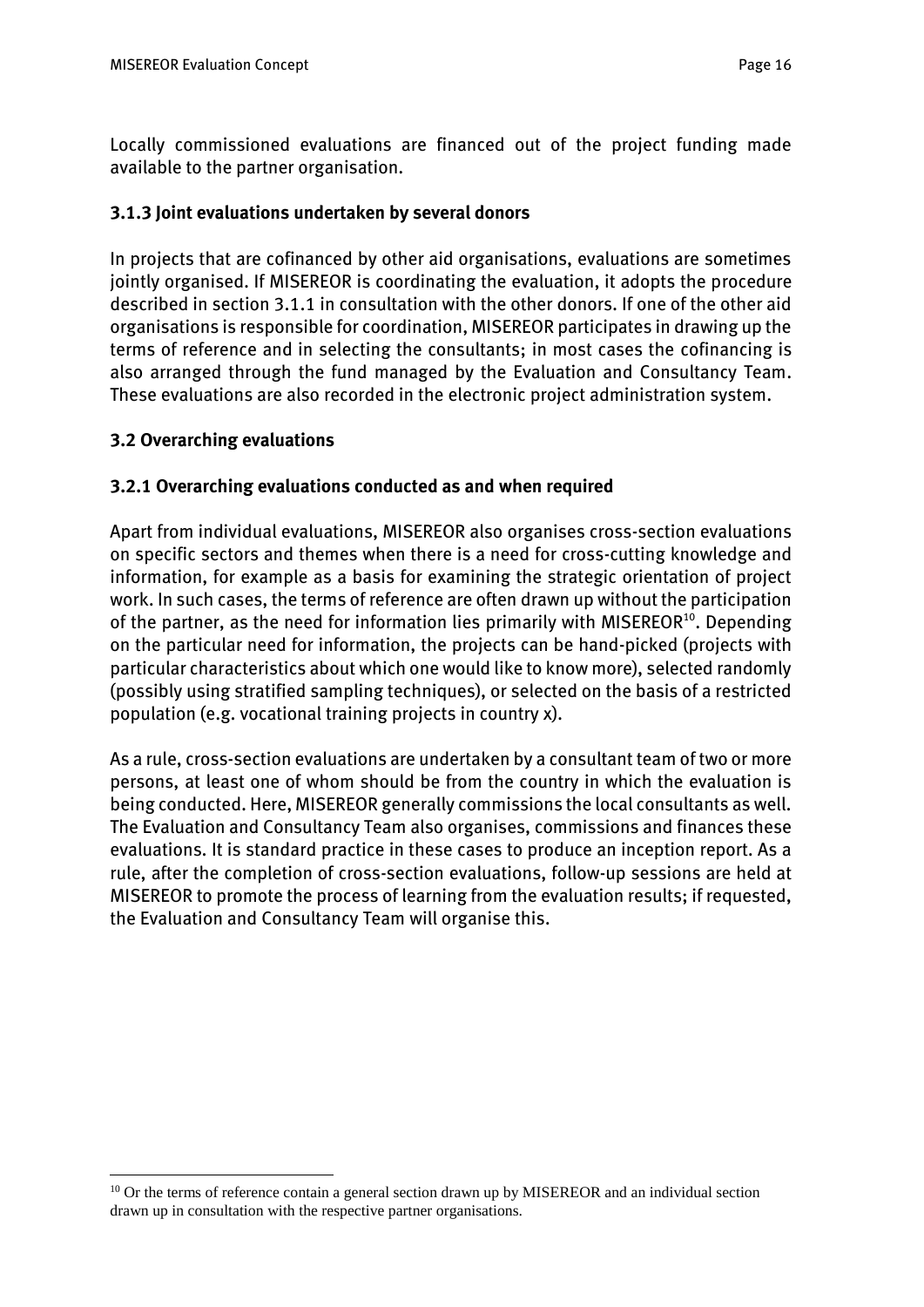Locally commissioned evaluations are financed out of the project funding made available to the partner organisation.

### 3.1.3 Joint evaluations undertaken by several donors

In projects that are cofinanced by other aid organisations, evaluations are sometimes jointly organised. If MISEREOR is coordinating the evaluation, it adopts the procedure described in section 3.1.1 in consultation with the other donors. If one of the other aid organisations is responsible for coordination, MISEREOR participates in drawing up the terms of reference and in selecting the consultants; in most cases the cofinancing is also arranged through the fund managed by the Evaluation and Consultancy Team. These evaluations are also recorded in the electronic project administration system.

## 3.2 Overarching evaluations

### 3.2.1 Overarching evaluations conducted as and when required

Apart from individual evaluations, MISEREOR also organises cross-section evaluations on specific sectors and themes when there is a need for cross-cutting knowledge and information, for example as a basis for examining the strategic orientation of project work. In such cases, the terms of reference are often drawn up without the participation of the partner, as the need for information lies primarily with MISEREOR[10]. Depending on the particular need for information, the projects can be hand-picked (projects with particular characteristics about which one would like to know more), selected randomly (possibly using stratified sampling techniques), or selected on the basis of a restricted population (e.g. vocational training projects in country x).

As a rule, cross-section evaluations are undertaken by a consultant team of two or more persons, at least one of whom should be from the country in which the evaluation is being conducted. Here, MISEREOR generally commissions the local consultants as well. The Evaluation and Consultancy Team also organises, commissions and finances these evaluations. It is standard practice in these cases to produce an inception report. As a rule, after the completion of cross-section evaluations, follow-up sessions are held at MISEREOR to promote the process of learning from the evaluation results; if requested, the Evaluation and Consultancy Team will organise this.

---

[10] Or the terms of reference contain a general section drawn up by MISEREOR and an individual section drawn up in consultation with the respective partner organisations.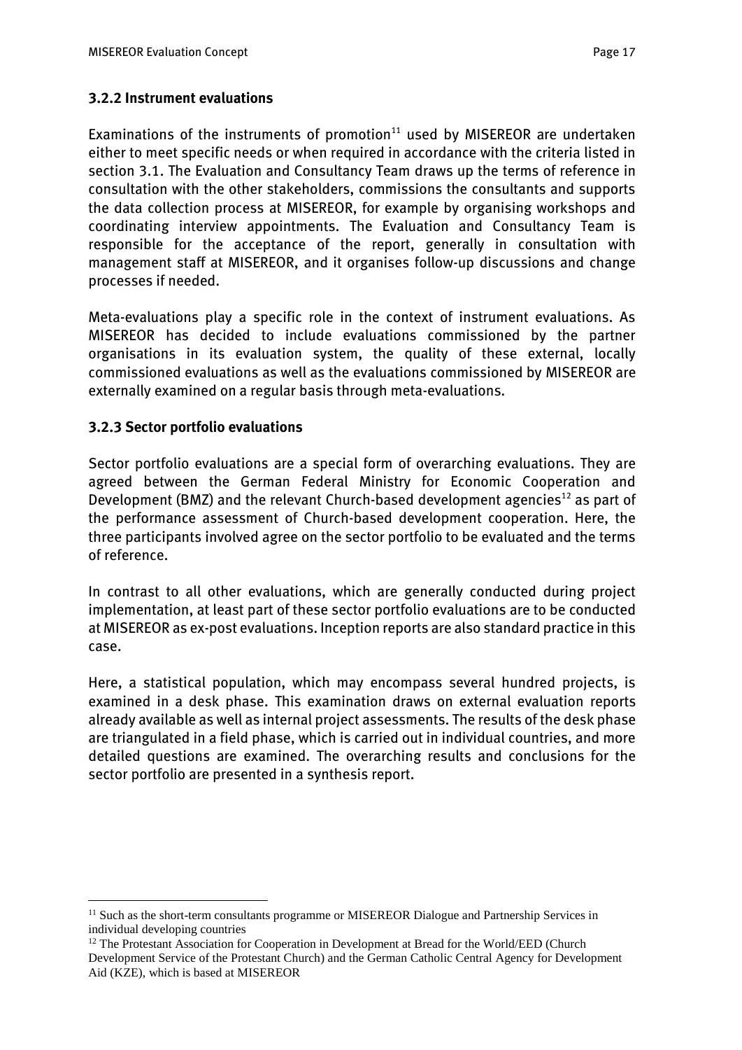### 3.2.2 Instrument evaluations

Examinations of the instruments of promotion[11] used by MISEREOR are undertaken either to meet specific needs or when required in accordance with the criteria listed in section 3.1. The Evaluation and Consultancy Team draws up the terms of reference in consultation with the other stakeholders, commissions the consultants and supports the data collection process at MISEREOR, for example by organising workshops and coordinating interview appointments. The Evaluation and Consultancy Team is responsible for the acceptance of the report, generally in consultation with management staff at MISEREOR, and it organises follow-up discussions and change processes if needed.

Meta-evaluations play a specific role in the context of instrument evaluations. As MISEREOR has decided to include evaluations commissioned by the partner organisations in its evaluation system, the quality of these external, locally commissioned evaluations as well as the evaluations commissioned by MISEREOR are externally examined on a regular basis through meta-evaluations.

### 3.2.3 Sector portfolio evaluations

Sector portfolio evaluations are a special form of overarching evaluations. They are agreed between the German Federal Ministry for Economic Cooperation and Development (BMZ) and the relevant Church-based development agencies[12] as part of the performance assessment of Church-based development cooperation. Here, the three participants involved agree on the sector portfolio to be evaluated and the terms of reference.

In contrast to all other evaluations, which are generally conducted during project implementation, at least part of these sector portfolio evaluations are to be conducted at MISEREOR as ex-post evaluations. Inception reports are also standard practice in this case.

Here, a statistical population, which may encompass several hundred projects, is examined in a desk phase. This examination draws on external evaluation reports already available as well as internal project assessments. The results of the desk phase are triangulated in a field phase, which is carried out in individual countries, and more detailed questions are examined. The overarching results and conclusions for the sector portfolio are presented in a synthesis report.

---

[11] Such as the short-term consultants programme or MISEREOR Dialogue and Partnership Services in individual developing countries

[12] The Protestant Association for Cooperation in Development at Bread for the World/EED (Church Development Service of the Protestant Church) and the German Catholic Central Agency for Development Aid (KZE), which is based at MISEREOR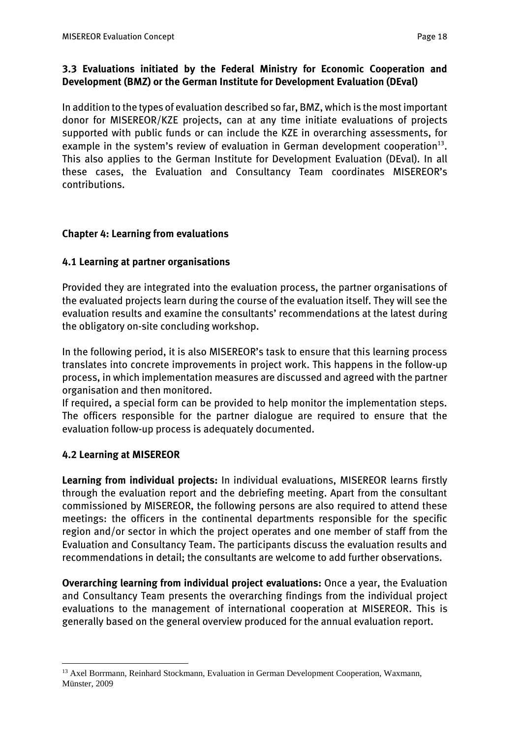### 3.3 Evaluations initiated by the Federal Ministry for Economic Cooperation and Development (BMZ) or the German Institute for Development Evaluation (DEval)

In addition to the types of evaluation described so far, BMZ, which is the most important donor for MISEREOR/KZE projects, can at any time initiate evaluations of projects supported with public funds or can include the KZE in overarching assessments, for example in the system's review of evaluation in German development cooperation[13]. This also applies to the German Institute for Development Evaluation (DEval). In all these cases, the Evaluation and Consultancy Team coordinates MISEREOR's contributions.

## Chapter 4: Learning from evaluations

### 4.1 Learning at partner organisations

Provided they are integrated into the evaluation process, the partner organisations of the evaluated projects learn during the course of the evaluation itself. They will see the evaluation results and examine the consultants' recommendations at the latest during the obligatory on-site concluding workshop.

In the following period, it is also MISEREOR's task to ensure that this learning process translates into concrete improvements in project work. This happens in the follow-up process, in which implementation measures are discussed and agreed with the partner organisation and then monitored.
If required, a special form can be provided to help monitor the implementation steps. The officers responsible for the partner dialogue are required to ensure that the evaluation follow-up process is adequately documented.

### 4.2 Learning at MISEREOR

**Learning from individual projects:** In individual evaluations, MISEREOR learns firstly through the evaluation report and the debriefing meeting. Apart from the consultant commissioned by MISEREOR, the following persons are also required to attend these meetings: the officers in the continental departments responsible for the specific region and/or sector in which the project operates and one member of staff from the Evaluation and Consultancy Team. The participants discuss the evaluation results and recommendations in detail; the consultants are welcome to add further observations.

**Overarching learning from individual project evaluations:** Once a year, the Evaluation and Consultancy Team presents the overarching findings from the individual project evaluations to the management of international cooperation at MISEREOR. This is generally based on the general overview produced for the annual evaluation report.

---

[13] Axel Borrmann, Reinhard Stockmann, Evaluation in German Development Cooperation, Waxmann, Münster, 2009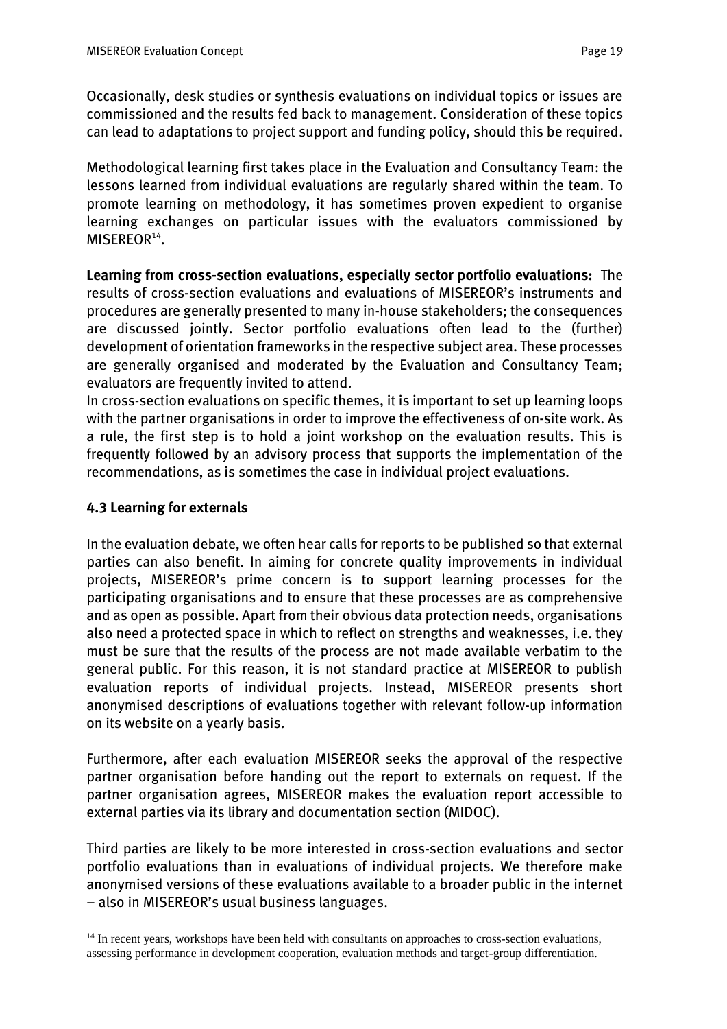Occasionally, desk studies or synthesis evaluations on individual topics or issues are commissioned and the results fed back to management. Consideration of these topics can lead to adaptations to project support and funding policy, should this be required.

Methodological learning first takes place in the Evaluation and Consultancy Team: the lessons learned from individual evaluations are regularly shared within the team. To promote learning on methodology, it has sometimes proven expedient to organise learning exchanges on particular issues with the evaluators commissioned by MISEREOR[14].

**Learning from cross-section evaluations, especially sector portfolio evaluations:** The results of cross-section evaluations and evaluations of MISEREOR's instruments and procedures are generally presented to many in-house stakeholders; the consequences are discussed jointly. Sector portfolio evaluations often lead to the (further) development of orientation frameworks in the respective subject area. These processes are generally organised and moderated by the Evaluation and Consultancy Team; evaluators are frequently invited to attend.

In cross-section evaluations on specific themes, it is important to set up learning loops with the partner organisations in order to improve the effectiveness of on-site work. As a rule, the first step is to hold a joint workshop on the evaluation results. This is frequently followed by an advisory process that supports the implementation of the recommendations, as is sometimes the case in individual project evaluations.

### 4.3 Learning for externals

In the evaluation debate, we often hear calls for reports to be published so that external parties can also benefit. In aiming for concrete quality improvements in individual projects, MISEREOR's prime concern is to support learning processes for the participating organisations and to ensure that these processes are as comprehensive and as open as possible. Apart from their obvious data protection needs, organisations also need a protected space in which to reflect on strengths and weaknesses, i.e. they must be sure that the results of the process are not made available verbatim to the general public. For this reason, it is not standard practice at MISEREOR to publish evaluation reports of individual projects. Instead, MISEREOR presents short anonymised descriptions of evaluations together with relevant follow-up information on its website on a yearly basis.

Furthermore, after each evaluation MISEREOR seeks the approval of the respective partner organisation before handing out the report to externals on request. If the partner organisation agrees, MISEREOR makes the evaluation report accessible to external parties via its library and documentation section (MIDOC).

Third parties are likely to be more interested in cross-section evaluations and sector portfolio evaluations than in evaluations of individual projects. We therefore make anonymised versions of these evaluations available to a broader public in the internet – also in MISEREOR's usual business languages.

[14] In recent years, workshops have been held with consultants on approaches to cross-section evaluations, assessing performance in development cooperation, evaluation methods and target-group differentiation.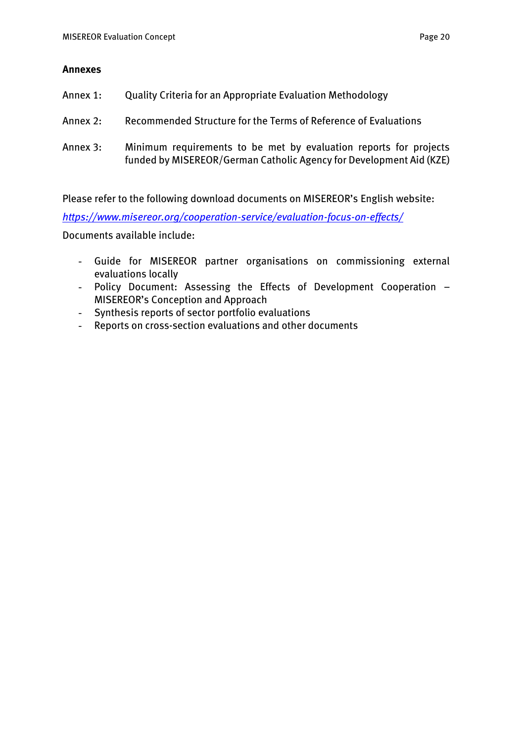**Annexes**

Annex 1: Quality Criteria for an Appropriate Evaluation Methodology

Annex 2: Recommended Structure for the Terms of Reference of Evaluations

Annex 3: Minimum requirements to be met by evaluation reports for projects funded by MISEREOR/German Catholic Agency for Development Aid (KZE)

Please refer to the following download documents on MISEREOR's English website:

*https://www.misereor.org/cooperation-service/evaluation-focus-on-effects/*

Documents available include:

- Guide for MISEREOR partner organisations on commissioning external evaluations locally
- Policy Document: Assessing the Effects of Development Cooperation – MISEREOR's Conception and Approach
- Synthesis reports of sector portfolio evaluations
- Reports on cross-section evaluations and other documents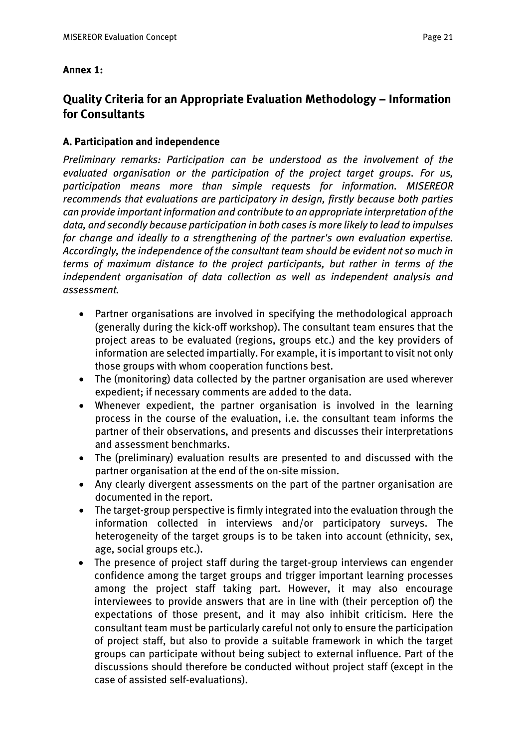**Annex 1:**

## Quality Criteria for an Appropriate Evaluation Methodology – Information for Consultants

### A. Participation and independence

*Preliminary remarks: Participation can be understood as the involvement of the evaluated organisation or the participation of the project target groups. For us, participation means more than simple requests for information. MISEREOR recommends that evaluations are participatory in design, firstly because both parties can provide important information and contribute to an appropriate interpretation of the data, and secondly because participation in both cases is more likely to lead to impulses for change and ideally to a strengthening of the partner's own evaluation expertise. Accordingly, the independence of the consultant team should be evident not so much in terms of maximum distance to the project participants, but rather in terms of the independent organisation of data collection as well as independent analysis and assessment.*

- Partner organisations are involved in specifying the methodological approach (generally during the kick-off workshop). The consultant team ensures that the project areas to be evaluated (regions, groups etc.) and the key providers of information are selected impartially. For example, it is important to visit not only those groups with whom cooperation functions best.
- The (monitoring) data collected by the partner organisation are used wherever expedient; if necessary comments are added to the data.
- Whenever expedient, the partner organisation is involved in the learning process in the course of the evaluation, i.e. the consultant team informs the partner of their observations, and presents and discusses their interpretations and assessment benchmarks.
- The (preliminary) evaluation results are presented to and discussed with the partner organisation at the end of the on-site mission.
- Any clearly divergent assessments on the part of the partner organisation are documented in the report.
- The target-group perspective is firmly integrated into the evaluation through the information collected in interviews and/or participatory surveys. The heterogeneity of the target groups is to be taken into account (ethnicity, sex, age, social groups etc.).
- The presence of project staff during the target-group interviews can engender confidence among the target groups and trigger important learning processes among the project staff taking part. However, it may also encourage interviewees to provide answers that are in line with (their perception of) the expectations of those present, and it may also inhibit criticism. Here the consultant team must be particularly careful not only to ensure the participation of project staff, but also to provide a suitable framework in which the target groups can participate without being subject to external influence. Part of the discussions should therefore be conducted without project staff (except in the case of assisted self-evaluations).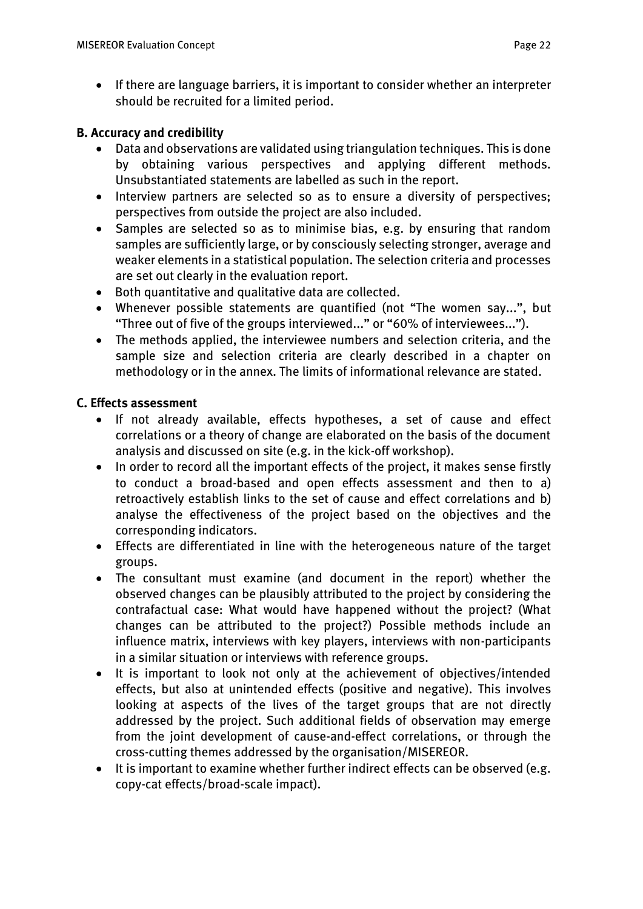- If there are language barriers, it is important to consider whether an interpreter should be recruited for a limited period.

**B. Accuracy and credibility**

- Data and observations are validated using triangulation techniques. This is done by obtaining various perspectives and applying different methods. Unsubstantiated statements are labelled as such in the report.
- Interview partners are selected so as to ensure a diversity of perspectives; perspectives from outside the project are also included.
- Samples are selected so as to minimise bias, e.g. by ensuring that random samples are sufficiently large, or by consciously selecting stronger, average and weaker elements in a statistical population. The selection criteria and processes are set out clearly in the evaluation report.
- Both quantitative and qualitative data are collected.
- Whenever possible statements are quantified (not "The women say...", but "Three out of five of the groups interviewed..." or "60% of interviewees...").
- The methods applied, the interviewee numbers and selection criteria, and the sample size and selection criteria are clearly described in a chapter on methodology or in the annex. The limits of informational relevance are stated.

**C. Effects assessment**

- If not already available, effects hypotheses, a set of cause and effect correlations or a theory of change are elaborated on the basis of the document analysis and discussed on site (e.g. in the kick-off workshop).
- In order to record all the important effects of the project, it makes sense firstly to conduct a broad-based and open effects assessment and then to a) retroactively establish links to the set of cause and effect correlations and b) analyse the effectiveness of the project based on the objectives and the corresponding indicators.
- Effects are differentiated in line with the heterogeneous nature of the target groups.
- The consultant must examine (and document in the report) whether the observed changes can be plausibly attributed to the project by considering the contrafactual case: What would have happened without the project? (What changes can be attributed to the project?) Possible methods include an influence matrix, interviews with key players, interviews with non-participants in a similar situation or interviews with reference groups.
- It is important to look not only at the achievement of objectives/intended effects, but also at unintended effects (positive and negative). This involves looking at aspects of the lives of the target groups that are not directly addressed by the project. Such additional fields of observation may emerge from the joint development of cause-and-effect correlations, or through the cross-cutting themes addressed by the organisation/MISEREOR.
- It is important to examine whether further indirect effects can be observed (e.g. copy-cat effects/broad-scale impact).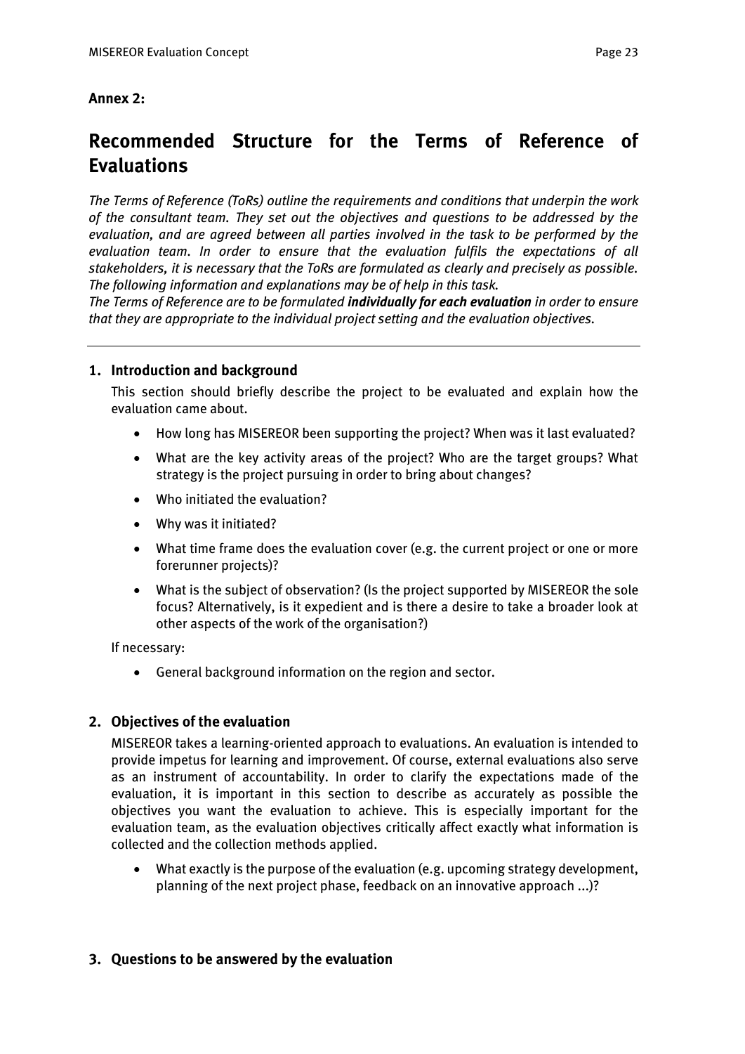**Annex 2:**

# Recommended Structure for the Terms of Reference of Evaluations

*The Terms of Reference (ToRs) outline the requirements and conditions that underpin the work of the consultant team. They set out the objectives and questions to be addressed by the evaluation, and are agreed between all parties involved in the task to be performed by the evaluation team. In order to ensure that the evaluation fulfils the expectations of all stakeholders, it is necessary that the ToRs are formulated as clearly and precisely as possible. The following information and explanations may be of help in this task.*

*The Terms of Reference are to be formulated* ***individually for each evaluation*** *in order to ensure that they are appropriate to the individual project setting and the evaluation objectives.*

---

## 1. Introduction and background

This section should briefly describe the project to be evaluated and explain how the evaluation came about.

- How long has MISEREOR been supporting the project? When was it last evaluated?
- What are the key activity areas of the project? Who are the target groups? What strategy is the project pursuing in order to bring about changes?
- Who initiated the evaluation?
- Why was it initiated?
- What time frame does the evaluation cover (e.g. the current project or one or more forerunner projects)?
- What is the subject of observation? (Is the project supported by MISEREOR the sole focus? Alternatively, is it expedient and is there a desire to take a broader look at other aspects of the work of the organisation?)

If necessary:

- General background information on the region and sector.

## 2. Objectives of the evaluation

MISEREOR takes a learning-oriented approach to evaluations. An evaluation is intended to provide impetus for learning and improvement. Of course, external evaluations also serve as an instrument of accountability. In order to clarify the expectations made of the evaluation, it is important in this section to describe as accurately as possible the objectives you want the evaluation to achieve. This is especially important for the evaluation team, as the evaluation objectives critically affect exactly what information is collected and the collection methods applied.

- What exactly is the purpose of the evaluation (e.g. upcoming strategy development, planning of the next project phase, feedback on an innovative approach ...)?

## 3. Questions to be answered by the evaluation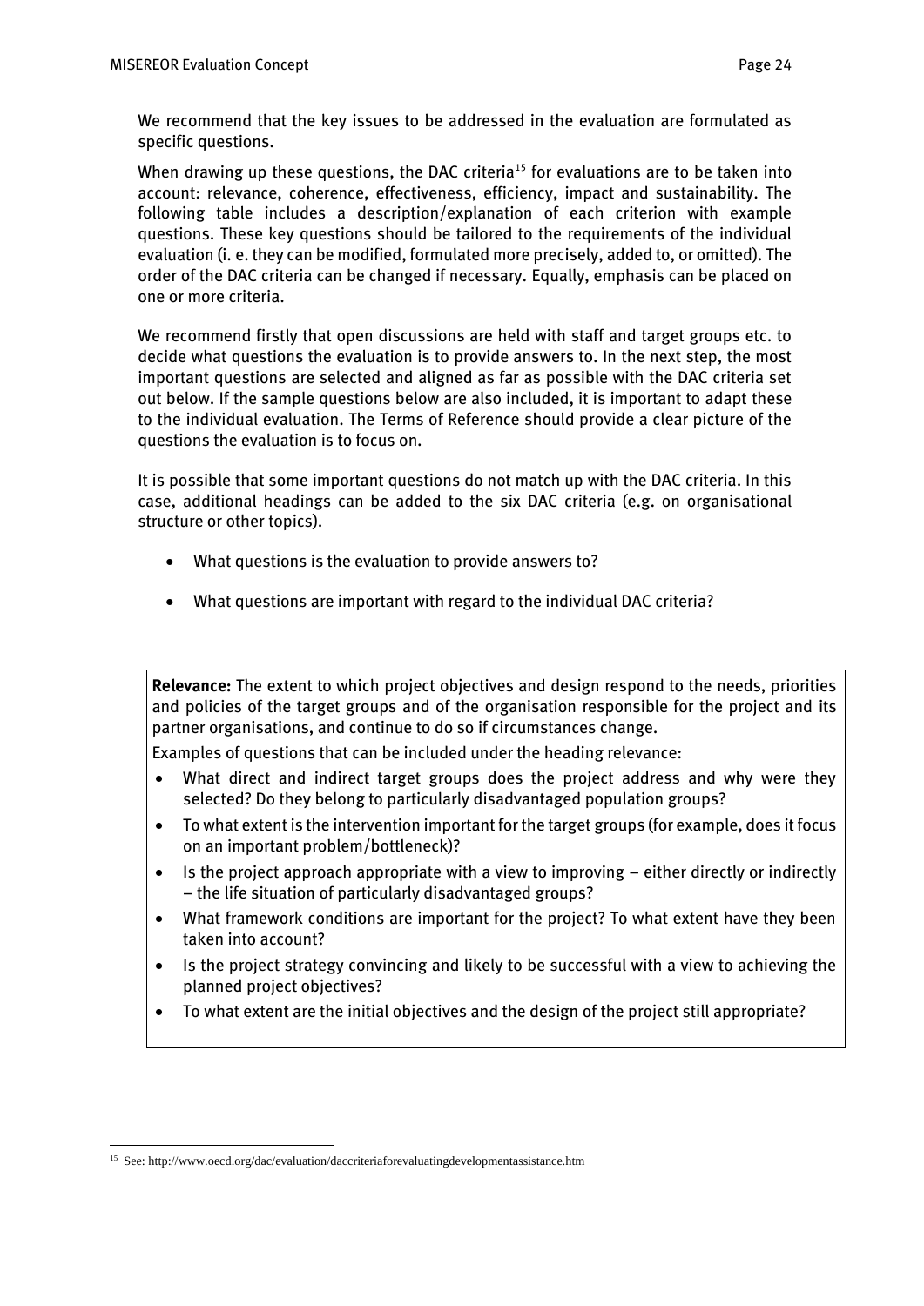We recommend that the key issues to be addressed in the evaluation are formulated as specific questions.

When drawing up these questions, the DAC criteria[15] for evaluations are to be taken into account: relevance, coherence, effectiveness, efficiency, impact and sustainability. The following table includes a description/explanation of each criterion with example questions. These key questions should be tailored to the requirements of the individual evaluation (i. e. they can be modified, formulated more precisely, added to, or omitted). The order of the DAC criteria can be changed if necessary. Equally, emphasis can be placed on one or more criteria.

We recommend firstly that open discussions are held with staff and target groups etc. to decide what questions the evaluation is to provide answers to. In the next step, the most important questions are selected and aligned as far as possible with the DAC criteria set out below. If the sample questions below are also included, it is important to adapt these to the individual evaluation. The Terms of Reference should provide a clear picture of the questions the evaluation is to focus on.

It is possible that some important questions do not match up with the DAC criteria. In this case, additional headings can be added to the six DAC criteria (e.g. on organisational structure or other topics).

- What questions is the evaluation to provide answers to?
- What questions are important with regard to the individual DAC criteria?

**Relevance:** The extent to which project objectives and design respond to the needs, priorities and policies of the target groups and of the organisation responsible for the project and its partner organisations, and continue to do so if circumstances change.

Examples of questions that can be included under the heading relevance:

- What direct and indirect target groups does the project address and why were they selected? Do they belong to particularly disadvantaged population groups?
- To what extent is the intervention important for the target groups (for example, does it focus on an important problem/bottleneck)?
- Is the project approach appropriate with a view to improving – either directly or indirectly – the life situation of particularly disadvantaged groups?
- What framework conditions are important for the project? To what extent have they been taken into account?
- Is the project strategy convincing and likely to be successful with a view to achieving the planned project objectives?
- To what extent are the initial objectives and the design of the project still appropriate?

[15] See: http://www.oecd.org/dac/evaluation/daccriteriaforevaluatingdevelopmentassistance.htm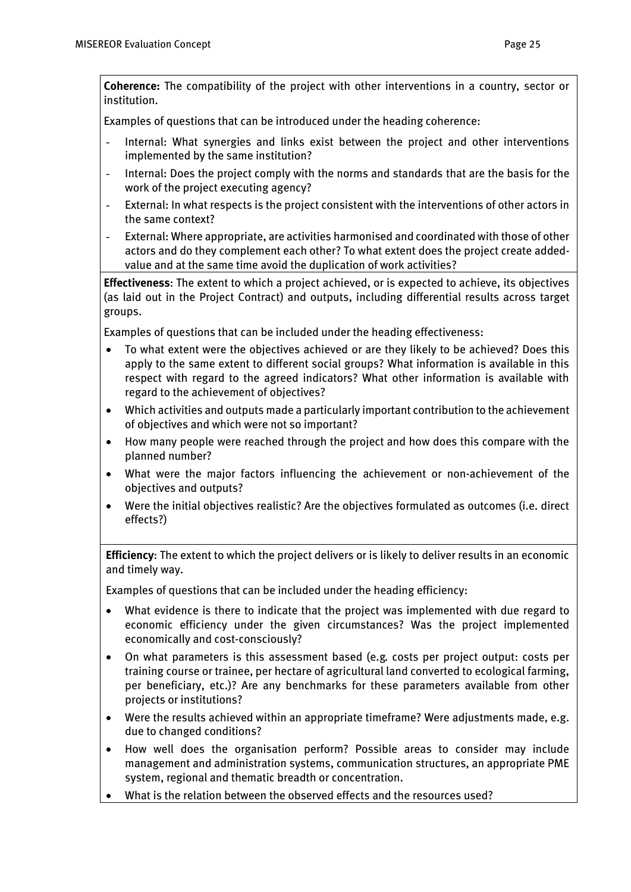**Coherence:** The compatibility of the project with other interventions in a country, sector or institution.

Examples of questions that can be introduced under the heading coherence:

- Internal: What synergies and links exist between the project and other interventions implemented by the same institution?
- Internal: Does the project comply with the norms and standards that are the basis for the work of the project executing agency?
- External: In what respects is the project consistent with the interventions of other actors in the same context?
- External: Where appropriate, are activities harmonised and coordinated with those of other actors and do they complement each other? To what extent does the project create added-value and at the same time avoid the duplication of work activities?

**Effectiveness**: The extent to which a project achieved, or is expected to achieve, its objectives (as laid out in the Project Contract) and outputs, including differential results across target groups.

Examples of questions that can be included under the heading effectiveness:

- To what extent were the objectives achieved or are they likely to be achieved? Does this apply to the same extent to different social groups? What information is available in this respect with regard to the agreed indicators? What other information is available with regard to the achievement of objectives?
- Which activities and outputs made a particularly important contribution to the achievement of objectives and which were not so important?
- How many people were reached through the project and how does this compare with the planned number?
- What were the major factors influencing the achievement or non-achievement of the objectives and outputs?
- Were the initial objectives realistic? Are the objectives formulated as outcomes (i.e. direct effects?)

**Efficiency**: The extent to which the project delivers or is likely to deliver results in an economic and timely way.

Examples of questions that can be included under the heading efficiency:

- What evidence is there to indicate that the project was implemented with due regard to economic efficiency under the given circumstances? Was the project implemented economically and cost-consciously?
- On what parameters is this assessment based (e.g. costs per project output: costs per training course or trainee, per hectare of agricultural land converted to ecological farming, per beneficiary, etc.)? Are any benchmarks for these parameters available from other projects or institutions?
- Were the results achieved within an appropriate timeframe? Were adjustments made, e.g. due to changed conditions?
- How well does the organisation perform? Possible areas to consider may include management and administration systems, communication structures, an appropriate PME system, regional and thematic breadth or concentration.
- What is the relation between the observed effects and the resources used?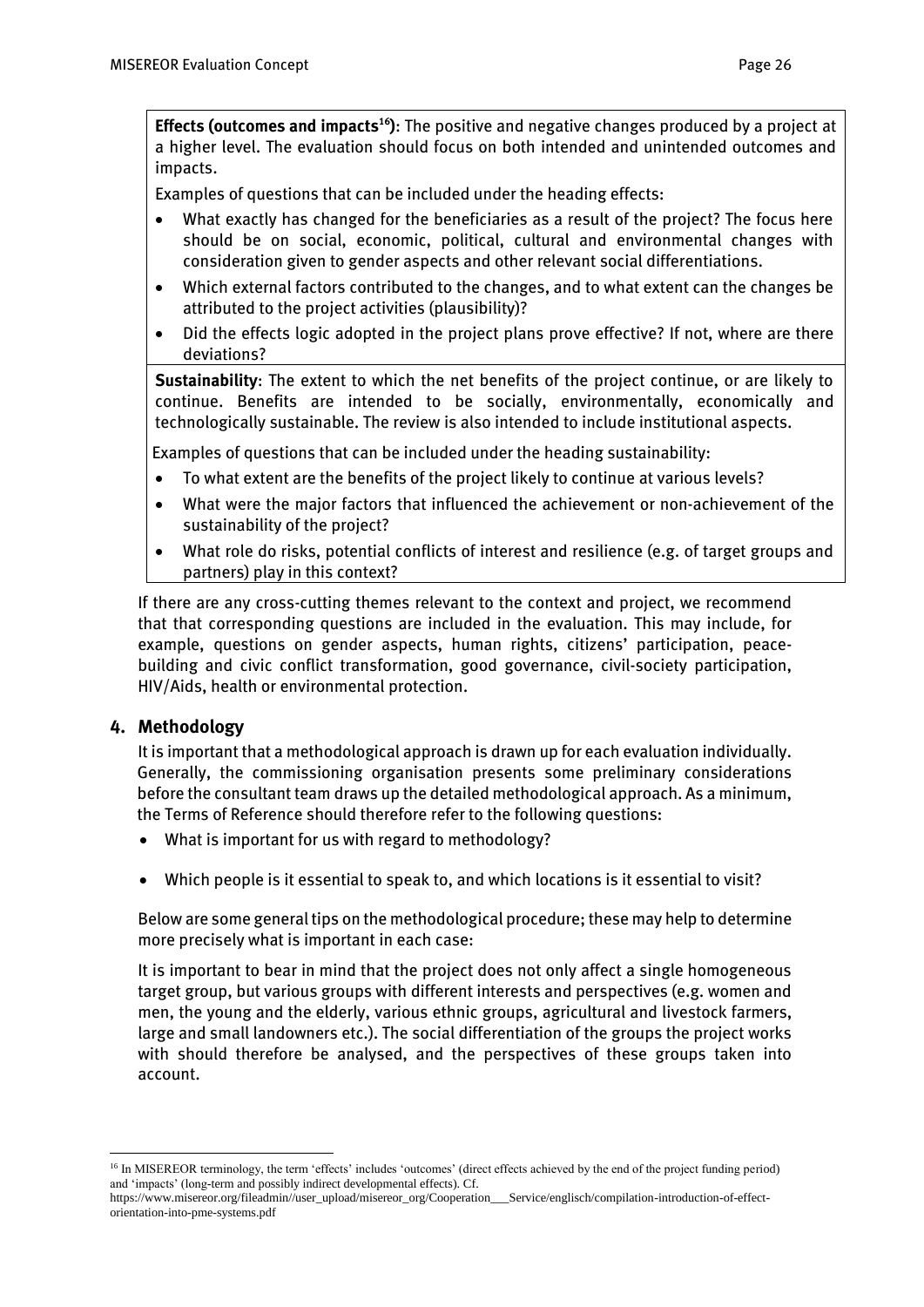**Effects (outcomes and impacts[16])**: The positive and negative changes produced by a project at a higher level. The evaluation should focus on both intended and unintended outcomes and impacts.

Examples of questions that can be included under the heading effects:

- What exactly has changed for the beneficiaries as a result of the project? The focus here should be on social, economic, political, cultural and environmental changes with consideration given to gender aspects and other relevant social differentiations.
- Which external factors contributed to the changes, and to what extent can the changes be attributed to the project activities (plausibility)?
- Did the effects logic adopted in the project plans prove effective? If not, where are there deviations?

**Sustainability**: The extent to which the net benefits of the project continue, or are likely to continue. Benefits are intended to be socially, environmentally, economically and technologically sustainable. The review is also intended to include institutional aspects.

Examples of questions that can be included under the heading sustainability:

- To what extent are the benefits of the project likely to continue at various levels?
- What were the major factors that influenced the achievement or non-achievement of the sustainability of the project?
- What role do risks, potential conflicts of interest and resilience (e.g. of target groups and partners) play in this context?

If there are any cross-cutting themes relevant to the context and project, we recommend that that corresponding questions are included in the evaluation. This may include, for example, questions on gender aspects, human rights, citizens' participation, peace-building and civic conflict transformation, good governance, civil-society participation, HIV/Aids, health or environmental protection.

## 4. Methodology

It is important that a methodological approach is drawn up for each evaluation individually. Generally, the commissioning organisation presents some preliminary considerations before the consultant team draws up the detailed methodological approach. As a minimum, the Terms of Reference should therefore refer to the following questions:

- What is important for us with regard to methodology?
- Which people is it essential to speak to, and which locations is it essential to visit?

Below are some general tips on the methodological procedure; these may help to determine more precisely what is important in each case:

It is important to bear in mind that the project does not only affect a single homogeneous target group, but various groups with different interests and perspectives (e.g. women and men, the young and the elderly, various ethnic groups, agricultural and livestock farmers, large and small landowners etc.). The social differentiation of the groups the project works with should therefore be analysed, and the perspectives of these groups taken into account.

---

[16] In MISEREOR terminology, the term 'effects' includes 'outcomes' (direct effects achieved by the end of the project funding period) and 'impacts' (long-term and possibly indirect developmental effects). Cf. https://www.misereor.org/fileadmin//user_upload/misereor_org/Cooperation___Service/englisch/compilation-introduction-of-effect-orientation-into-pme-systems.pdf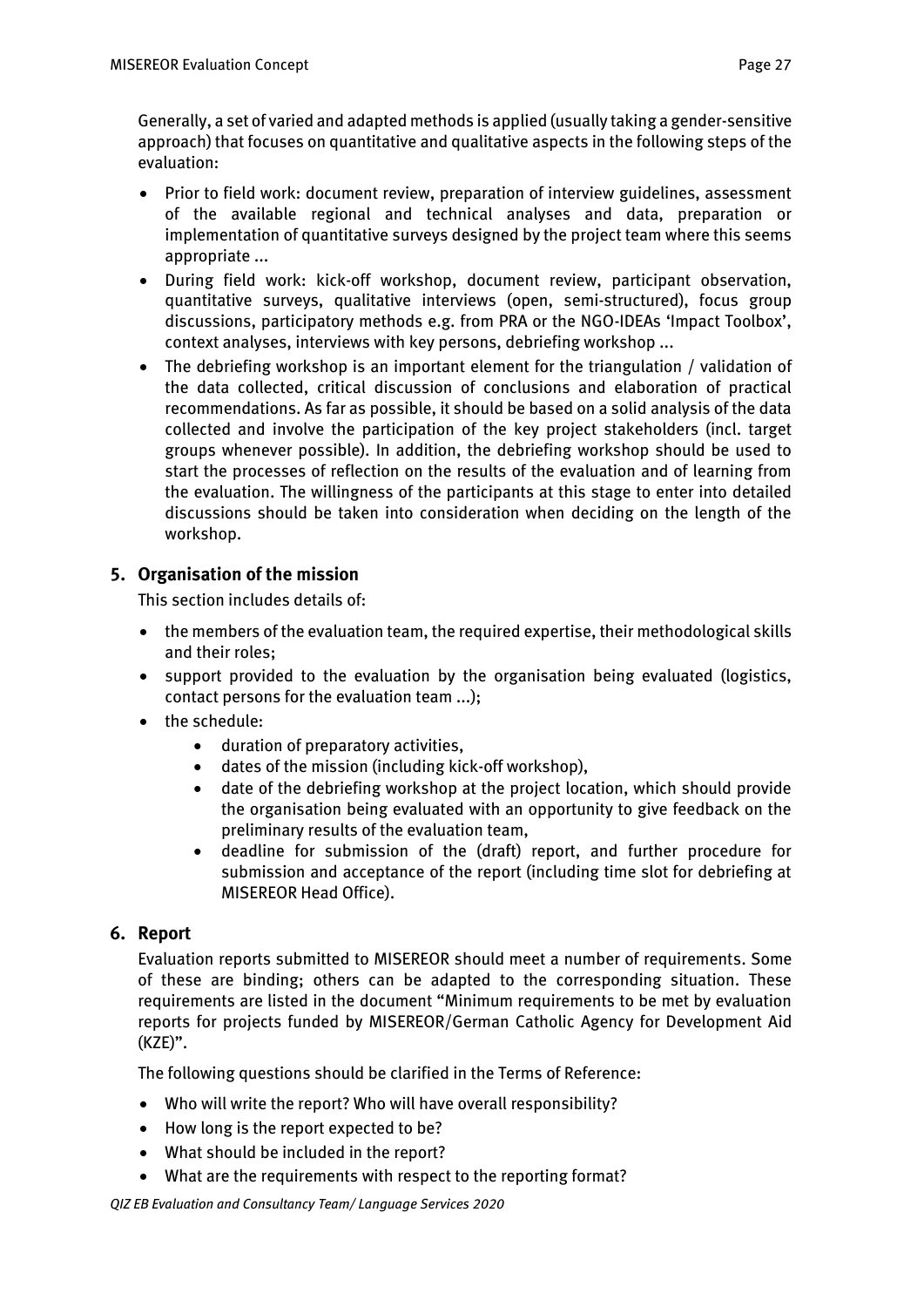Generally, a set of varied and adapted methods is applied (usually taking a gender-sensitive approach) that focuses on quantitative and qualitative aspects in the following steps of the evaluation:

- Prior to field work: document review, preparation of interview guidelines, assessment of the available regional and technical analyses and data, preparation or implementation of quantitative surveys designed by the project team where this seems appropriate ...
- During field work: kick-off workshop, document review, participant observation, quantitative surveys, qualitative interviews (open, semi-structured), focus group discussions, participatory methods e.g. from PRA or the NGO-IDEAs 'Impact Toolbox', context analyses, interviews with key persons, debriefing workshop ...
- The debriefing workshop is an important element for the triangulation / validation of the data collected, critical discussion of conclusions and elaboration of practical recommendations. As far as possible, it should be based on a solid analysis of the data collected and involve the participation of the key project stakeholders (incl. target groups whenever possible). In addition, the debriefing workshop should be used to start the processes of reflection on the results of the evaluation and of learning from the evaluation. The willingness of the participants at this stage to enter into detailed discussions should be taken into consideration when deciding on the length of the workshop.

## 5. Organisation of the mission

This section includes details of:

- the members of the evaluation team, the required expertise, their methodological skills and their roles;
- support provided to the evaluation by the organisation being evaluated (logistics, contact persons for the evaluation team ...);
- the schedule:
  - duration of preparatory activities,
  - dates of the mission (including kick-off workshop),
  - date of the debriefing workshop at the project location, which should provide the organisation being evaluated with an opportunity to give feedback on the preliminary results of the evaluation team,
  - deadline for submission of the (draft) report, and further procedure for submission and acceptance of the report (including time slot for debriefing at MISEREOR Head Office).

## 6. Report

Evaluation reports submitted to MISEREOR should meet a number of requirements. Some of these are binding; others can be adapted to the corresponding situation. These requirements are listed in the document "Minimum requirements to be met by evaluation reports for projects funded by MISEREOR/German Catholic Agency for Development Aid (KZE)".

The following questions should be clarified in the Terms of Reference:

- Who will write the report? Who will have overall responsibility?
- How long is the report expected to be?
- What should be included in the report?
- What are the requirements with respect to the reporting format?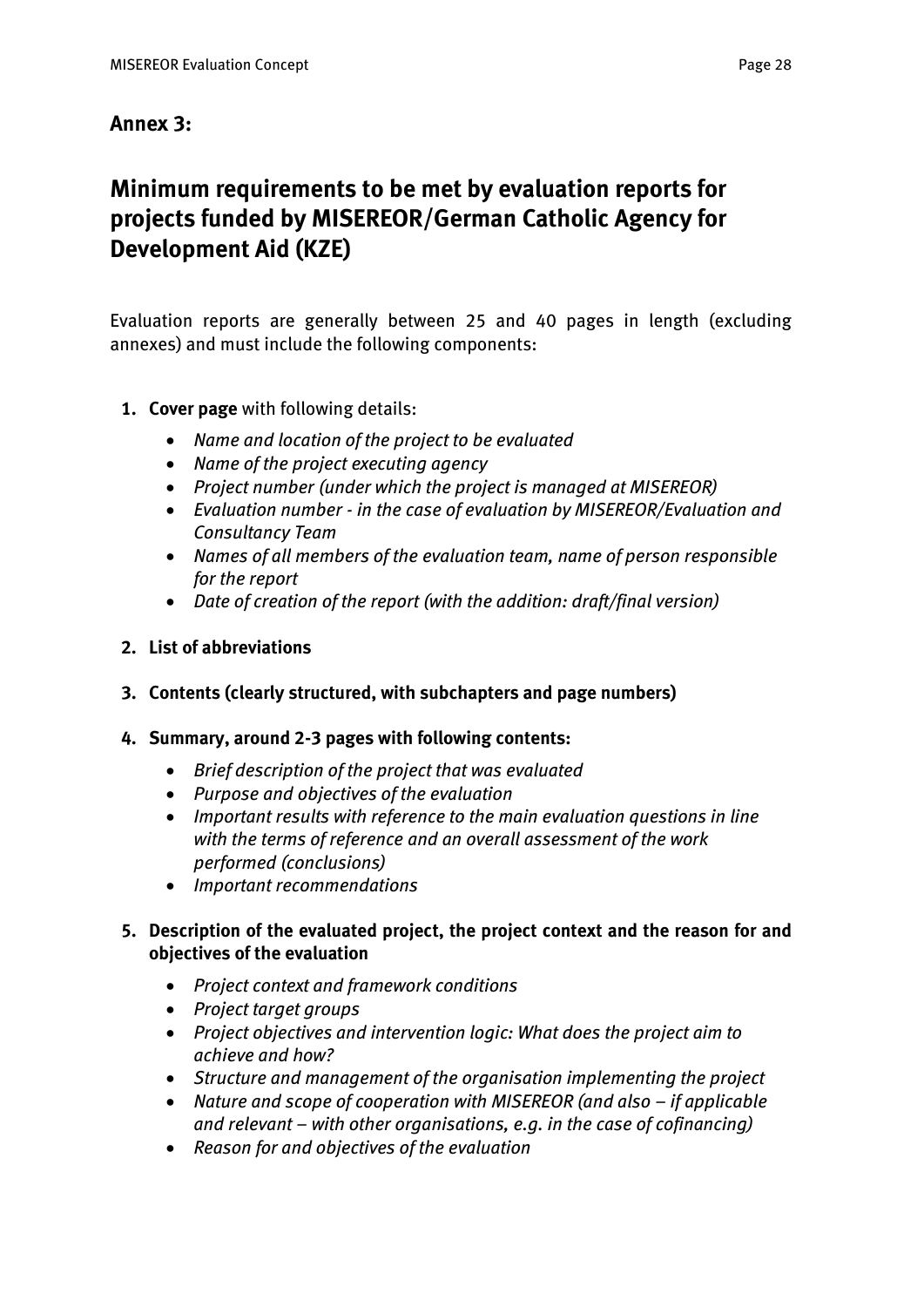## Annex 3:

# Minimum requirements to be met by evaluation reports for projects funded by MISEREOR/German Catholic Agency for Development Aid (KZE)

Evaluation reports are generally between 25 and 40 pages in length (excluding annexes) and must include the following components:

1. **Cover page** with following details:
   - *Name and location of the project to be evaluated*
   - *Name of the project executing agency*
   - *Project number (under which the project is managed at MISEREOR)*
   - *Evaluation number - in the case of evaluation by MISEREOR/Evaluation and Consultancy Team*
   - *Names of all members of the evaluation team, name of person responsible for the report*
   - *Date of creation of the report (with the addition: draft/final version)*

2. **List of abbreviations**

3. **Contents (clearly structured, with subchapters and page numbers)**

4. **Summary, around 2-3 pages with following contents:**
   - *Brief description of the project that was evaluated*
   - *Purpose and objectives of the evaluation*
   - *Important results with reference to the main evaluation questions in line with the terms of reference and an overall assessment of the work performed (conclusions)*
   - *Important recommendations*

5. **Description of the evaluated project, the project context and the reason for and objectives of the evaluation**
   - *Project context and framework conditions*
   - *Project target groups*
   - *Project objectives and intervention logic: What does the project aim to achieve and how?*
   - *Structure and management of the organisation implementing the project*
   - *Nature and scope of cooperation with MISEREOR (and also – if applicable and relevant – with other organisations, e.g. in the case of cofinancing)*
   - *Reason for and objectives of the evaluation*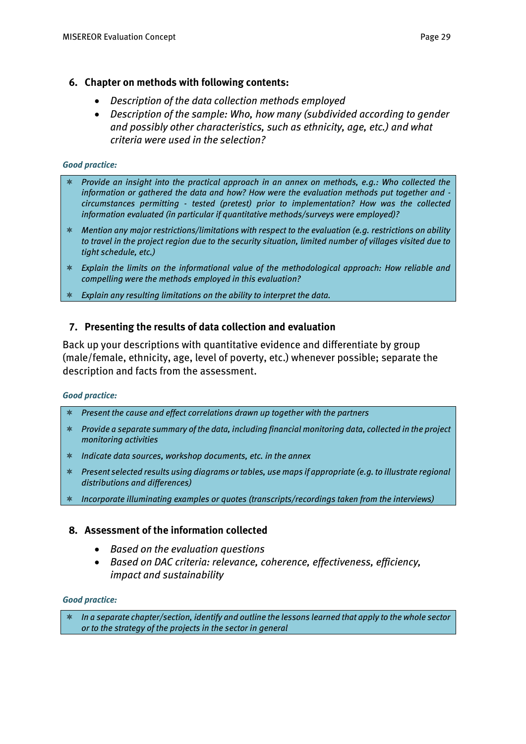6. **Chapter on methods with following contents:**
   - *Description of the data collection methods employed*
   - *Description of the sample: Who, how many (subdivided according to gender and possibly other characteristics, such as ethnicity, age, etc.) and what criteria were used in the selection?*

***Good practice:***

- *Provide an insight into the practical approach in an annex on methods, e.g.: Who collected the information or gathered the data and how? How were the evaluation methods put together and - circumstances permitting - tested (pretest) prior to implementation? How was the collected information evaluated (in particular if quantitative methods/surveys were employed)?*
- *Mention any major restrictions/limitations with respect to the evaluation (e.g. restrictions on ability to travel in the project region due to the security situation, limited number of villages visited due to tight schedule, etc.)*
- *Explain the limits on the informational value of the methodological approach: How reliable and compelling were the methods employed in this evaluation?*
- *Explain any resulting limitations on the ability to interpret the data.*

7. **Presenting the results of data collection and evaluation**

Back up your descriptions with quantitative evidence and differentiate by group (male/female, ethnicity, age, level of poverty, etc.) whenever possible; separate the description and facts from the assessment.

***Good practice:***

- *Present the cause and effect correlations drawn up together with the partners*
- *Provide a separate summary of the data, including financial monitoring data, collected in the project monitoring activities*
- *Indicate data sources, workshop documents, etc. in the annex*
- *Present selected results using diagrams or tables, use maps if appropriate (e.g. to illustrate regional distributions and differences)*
- *Incorporate illuminating examples or quotes (transcripts/recordings taken from the interviews)*

8. **Assessment of the information collected**
   - *Based on the evaluation questions*
   - *Based on DAC criteria: relevance, coherence, effectiveness, efficiency, impact and sustainability*

***Good practice:***

- *In a separate chapter/section, identify and outline the lessons learned that apply to the whole sector or to the strategy of the projects in the sector in general*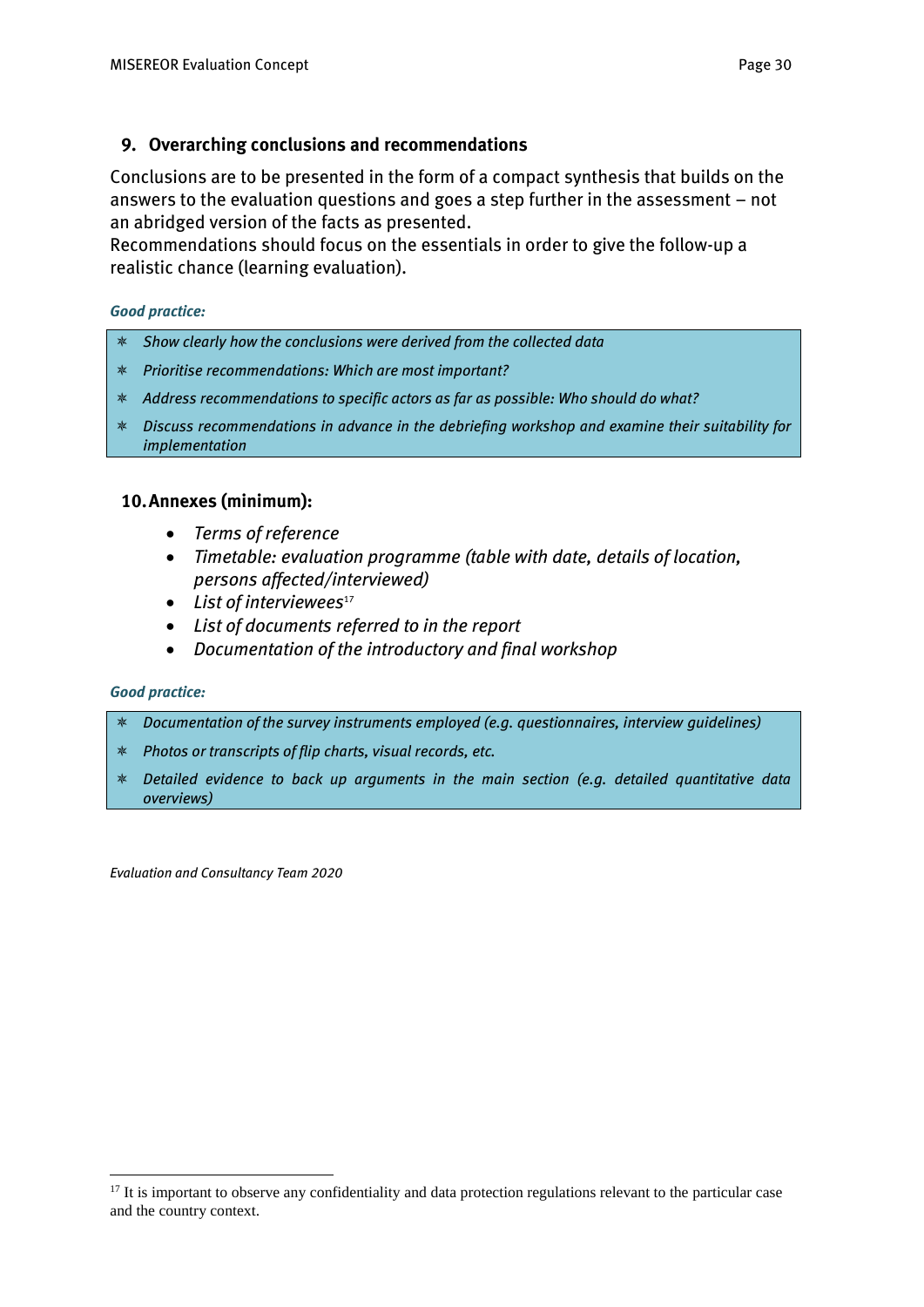## 9. Overarching conclusions and recommendations

Conclusions are to be presented in the form of a compact synthesis that builds on the answers to the evaluation questions and goes a step further in the assessment – not an abridged version of the facts as presented.
Recommendations should focus on the essentials in order to give the follow-up a realistic chance (learning evaluation).

***Good practice:***

- *Show clearly how the conclusions were derived from the collected data*
- *Prioritise recommendations: Which are most important?*
- *Address recommendations to specific actors as far as possible: Who should do what?*
- *Discuss recommendations in advance in the debriefing workshop and examine their suitability for implementation*

## 10. Annexes (minimum):

- *Terms of reference*
- *Timetable: evaluation programme (table with date, details of location, persons affected/interviewed)*
- *List of interviewees*[17]
- *List of documents referred to in the report*
- *Documentation of the introductory and final workshop*

***Good practice:***

- *Documentation of the survey instruments employed (e.g. questionnaires, interview guidelines)*
- *Photos or transcripts of flip charts, visual records, etc.*
- *Detailed evidence to back up arguments in the main section (e.g. detailed quantitative data overviews)*

*Evaluation and Consultancy Team 2020*

[17] It is important to observe any confidentiality and data protection regulations relevant to the particular case and the country context.